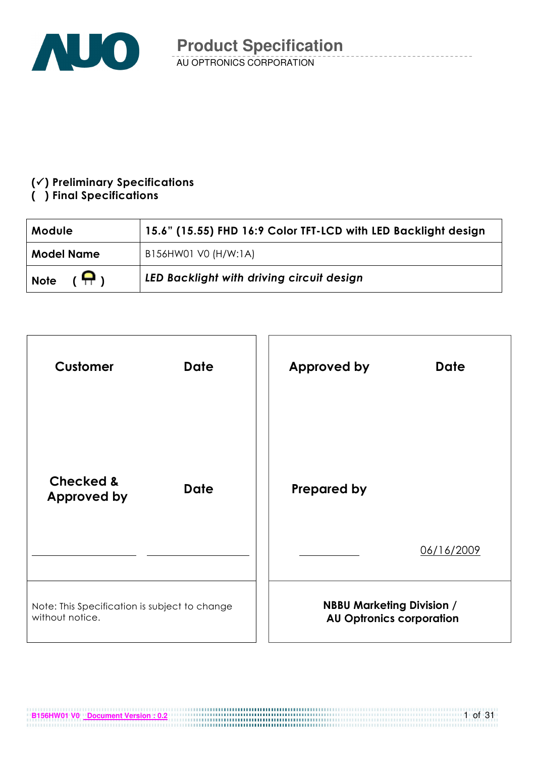# Product Specification

AU OPTRONICS CORPORATION

**(✓) Preliminary Specifications**
**( ) Final Specifications**

| **Module** | **15.6" (15.55) FHD 16:9 Color TFT-LCD with LED Backlight design** |
|---|---|
| **Model Name** | B156HW01 V0 (H/W:1A) |
| **Note** | ***LED Backlight with driving circuit design*** |

| **Customer** | **Date** | **Approved by** | **Date** |
|---|---|---|---|
| **Checked & Approved by** | **Date** | **Prepared by** | |
| | | | 06/16/2009 |
| Note: This Specification is subject to change without notice. | | **NBBU Marketing Division / AU Optronics corporation** | |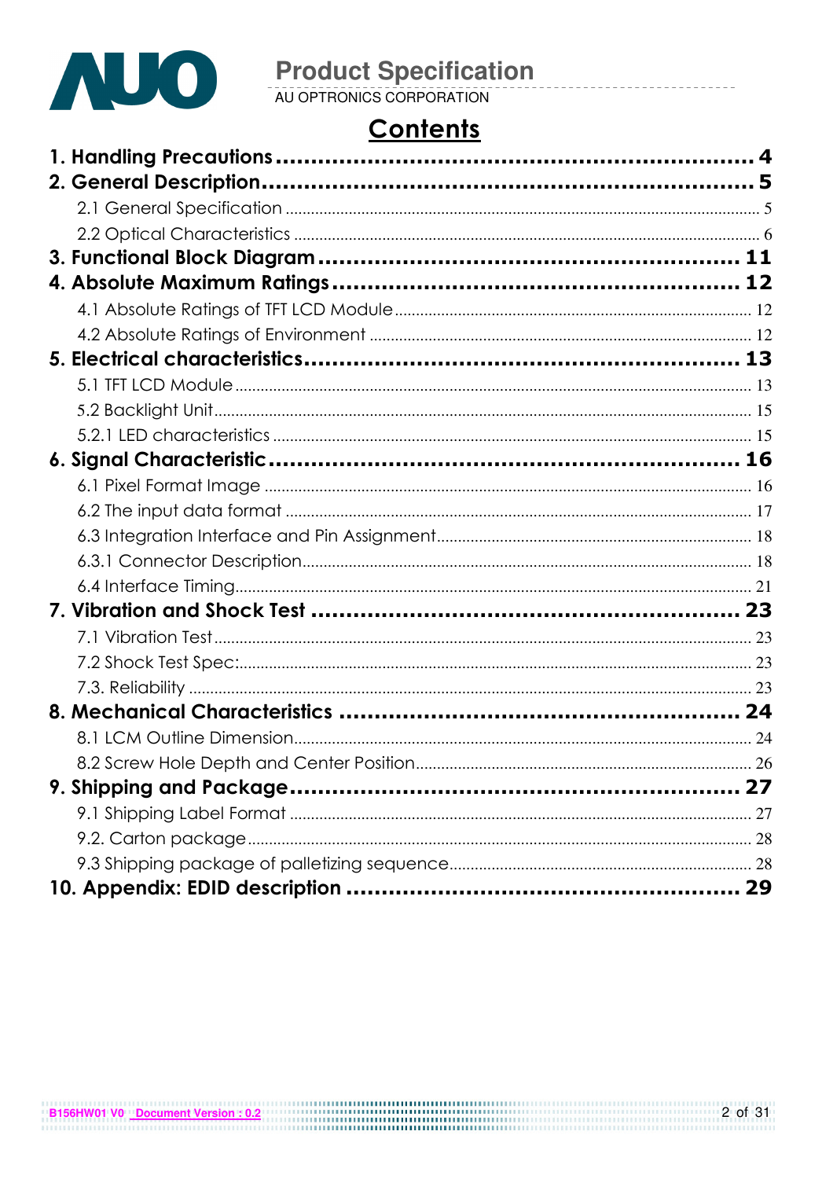# Contents

**1. Handling Precautions .................................................. 4**

**2. General Description .................................................. 5**

- 2.1 General Specification .................................................. 5
- 2.2 Optical Characteristics .................................................. 6

**3. Functional Block Diagram .................................................. 11**

**4. Absolute Maximum Ratings .................................................. 12**

- 4.1 Absolute Ratings of TFT LCD Module .................................................. 12
- 4.2 Absolute Ratings of Environment .................................................. 12

**5. Electrical characteristics .................................................. 13**

- 5.1 TFT LCD Module .................................................. 13
- 5.2 Backlight Unit .................................................. 15
- 5.2.1 LED characteristics .................................................. 15

**6. Signal Characteristic .................................................. 16**

- 6.1 Pixel Format Image .................................................. 16
- 6.2 The input data format .................................................. 17
- 6.3 Integration Interface and Pin Assignment .................................................. 18
- 6.3.1 Connector Description .................................................. 18
- 6.4 Interface Timing .................................................. 21

**7. Vibration and Shock Test .................................................. 23**

- 7.1 Vibration Test .................................................. 23
- 7.2 Shock Test Spec: .................................................. 23
- 7.3. Reliability .................................................. 23

**8. Mechanical Characteristics .................................................. 24**

- 8.1 LCM Outline Dimension .................................................. 24
- 8.2 Screw Hole Depth and Center Position .................................................. 26

**9. Shipping and Package .................................................. 27**

- 9.1 Shipping Label Format .................................................. 27
- 9.2. Carton package .................................................. 28
- 9.3 Shipping package of palletizing sequence .................................................. 28

**10. Appendix: EDID description .................................................. 29**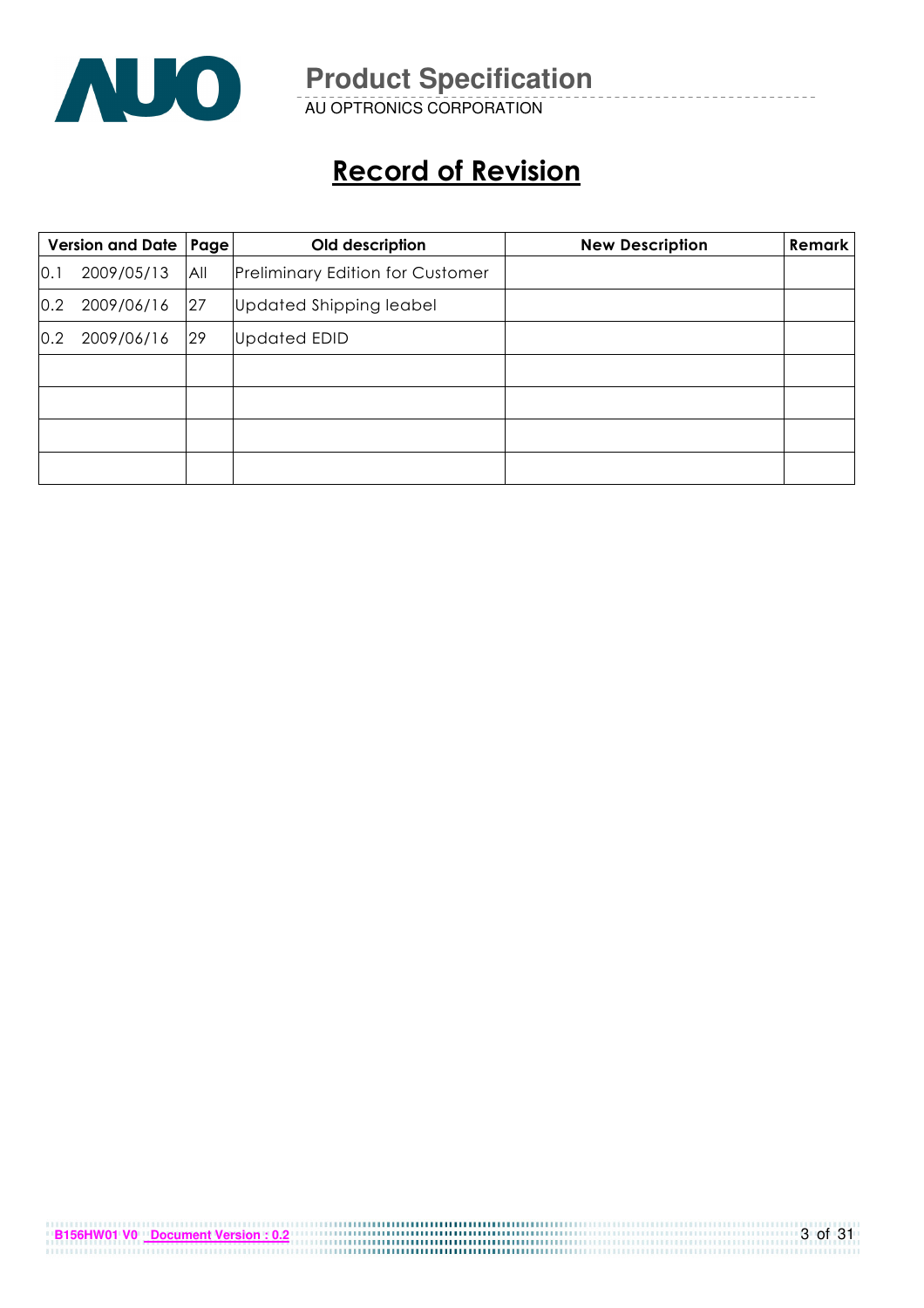# Record of Revision

| Version and Date | Page | Old description | New Description | Remark |
|---|---|---|---|---|
| 0.1 2009/05/13 | All | Preliminary Edition for Customer | | |
| 0.2 2009/06/16 | 27 | Updated Shipping leabel | | |
| 0.2 2009/06/16 | 29 | Updated EDID | | |
| | | | | |
| | | | | |
| | | | | |
| | | | | |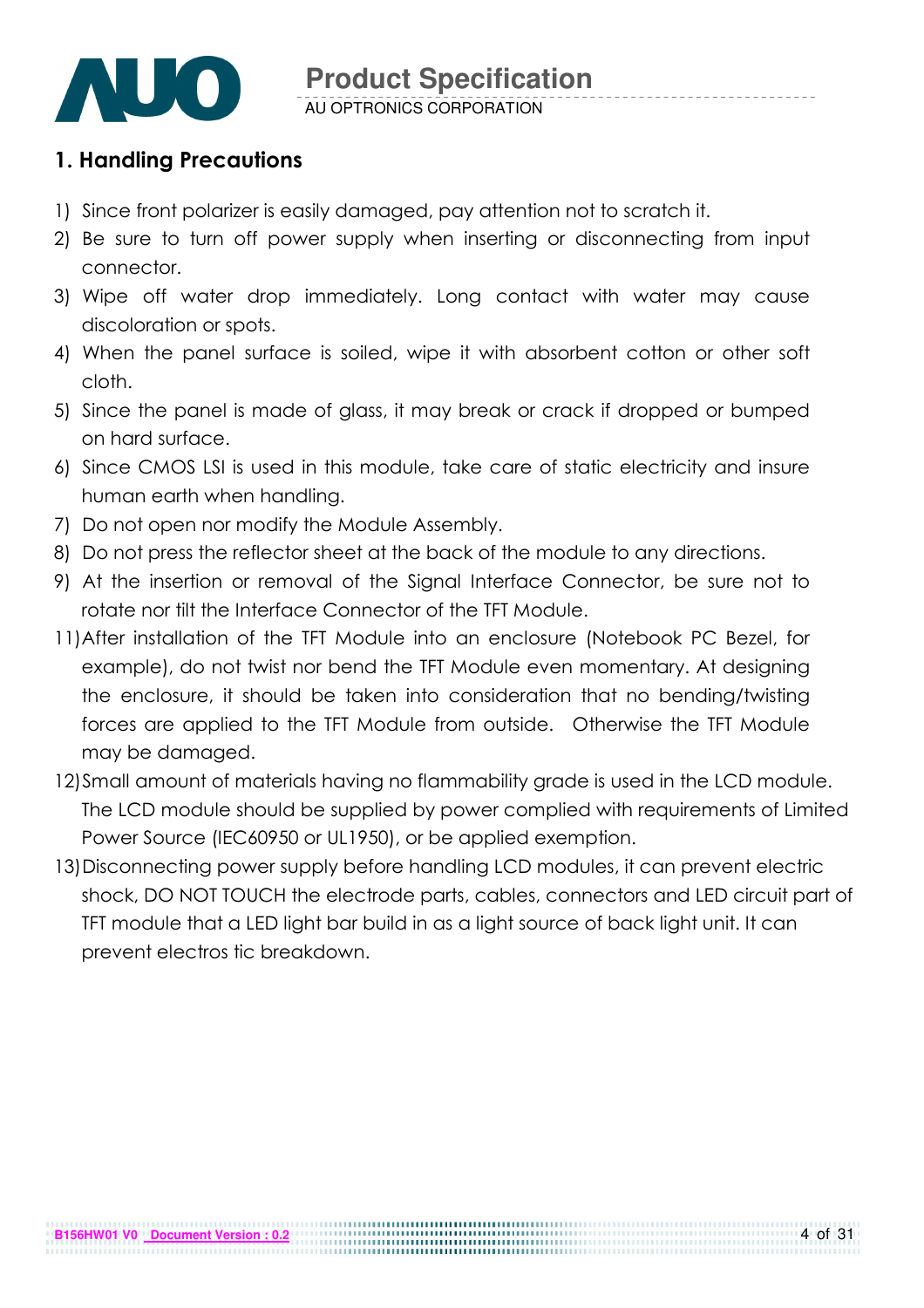## 1. Handling Precautions

1) Since front polarizer is easily damaged, pay attention not to scratch it.
2) Be sure to turn off power supply when inserting or disconnecting from input connector.
3) Wipe off water drop immediately. Long contact with water may cause discoloration or spots.
4) When the panel surface is soiled, wipe it with absorbent cotton or other soft cloth.
5) Since the panel is made of glass, it may break or crack if dropped or bumped on hard surface.
6) Since CMOS LSI is used in this module, take care of static electricity and insure human earth when handling.
7) Do not open nor modify the Module Assembly.
8) Do not press the reflector sheet at the back of the module to any directions.
9) At the insertion or removal of the Signal Interface Connector, be sure not to rotate nor tilt the Interface Connector of the TFT Module.

11) After installation of the TFT Module into an enclosure (Notebook PC Bezel, for example), do not twist nor bend the TFT Module even momentary. At designing the enclosure, it should be taken into consideration that no bending/twisting forces are applied to the TFT Module from outside. Otherwise the TFT Module may be damaged.
12) Small amount of materials having no flammability grade is used in the LCD module. The LCD module should be supplied by power complied with requirements of Limited Power Source (IEC60950 or UL1950), or be applied exemption.
13) Disconnecting power supply before handling LCD modules, it can prevent electric shock, DO NOT TOUCH the electrode parts, cables, connectors and LED circuit part of TFT module that a LED light bar build in as a light source of back light unit. It can prevent electros tic breakdown.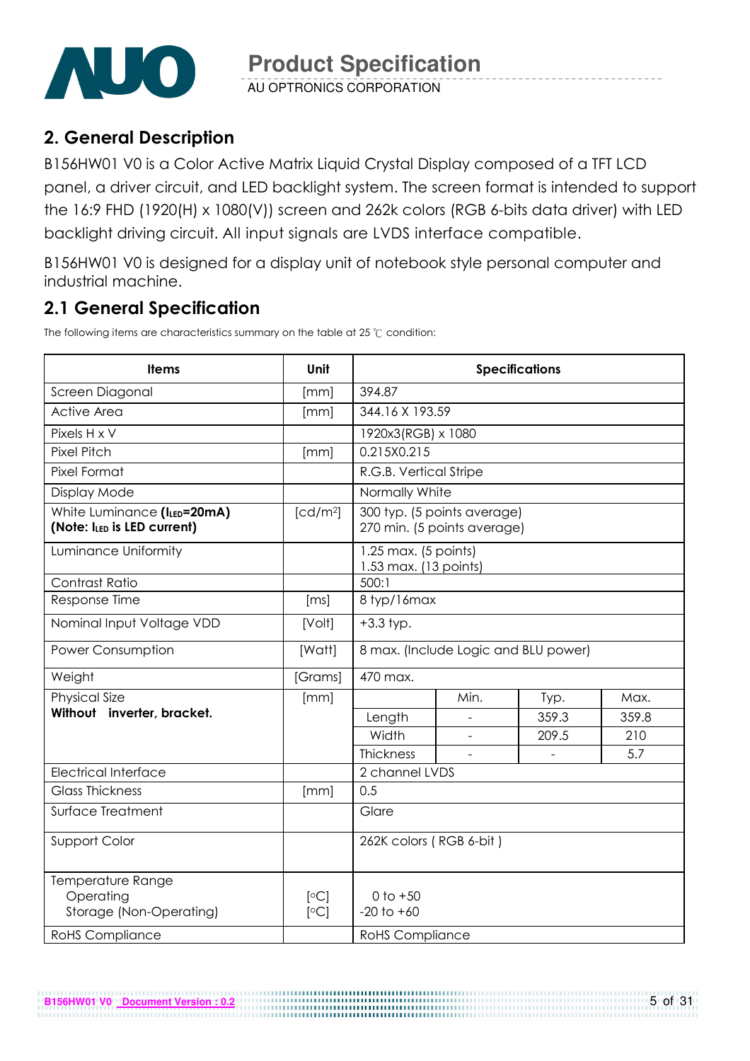## 2. General Description

B156HW01 V0 is a Color Active Matrix Liquid Crystal Display composed of a TFT LCD panel, a driver circuit, and LED backlight system. The screen format is intended to support the 16:9 FHD (1920(H) x 1080(V)) screen and 262k colors (RGB 6-bits data driver) with LED backlight driving circuit. All input signals are LVDS interface compatible.

B156HW01 V0 is designed for a display unit of notebook style personal computer and industrial machine.

## 2.1 General Specification

The following items are characteristics summary on the table at 25 ℃ condition:

| Items | Unit | Specifications | | | |
|---|---|---|---|---|---|
| Screen Diagonal | [mm] | 394.87 | | | |
| Active Area | [mm] | 344.16 X 193.59 | | | |
| Pixels H x V | | 1920x3(RGB) x 1080 | | | |
| Pixel Pitch | [mm] | 0.215X0.215 | | | |
| Pixel Format | | R.G.B. Vertical Stripe | | | |
| Display Mode | | Normally White | | | |
| White Luminance (**$I_{LED}$=20mA**) **(Note: $I_{LED}$ is LED current)** | [cd/m²] | 300 typ. (5 points average)<br>270 min. (5 points average) | | | |
| Luminance Uniformity | | 1.25 max. (5 points)<br>1.53 max. (13 points) | | | |
| Contrast Ratio | | 500:1 | | | |
| Response Time | [ms] | 8 typ/16max | | | |
| Nominal Input Voltage VDD | [Volt] | +3.3 typ. | | | |
| Power Consumption | [Watt] | 8 max. (Include Logic and BLU power) | | | |
| Weight | [Grams] | 470 max. | | | |
| Physical Size<br>**Without inverter, bracket.** | [mm] | | Min. | Typ. | Max. |
| | | Length | - | 359.3 | 359.8 |
| | | Width | - | 209.5 | 210 |
| | | Thickness | - | - | 5.7 |
| Electrical Interface | | 2 channel LVDS | | | |
| Glass Thickness | [mm] | 0.5 | | | |
| Surface Treatment | | Glare | | | |
| Support Color | | 262K colors ( RGB 6-bit ) | | | |
| Temperature Range<br>Operating<br>Storage (Non-Operating) | <br>[°C]<br>[°C] | <br>0 to +50<br>-20 to +60 | | | |
| RoHS Compliance | | RoHS Compliance | | | |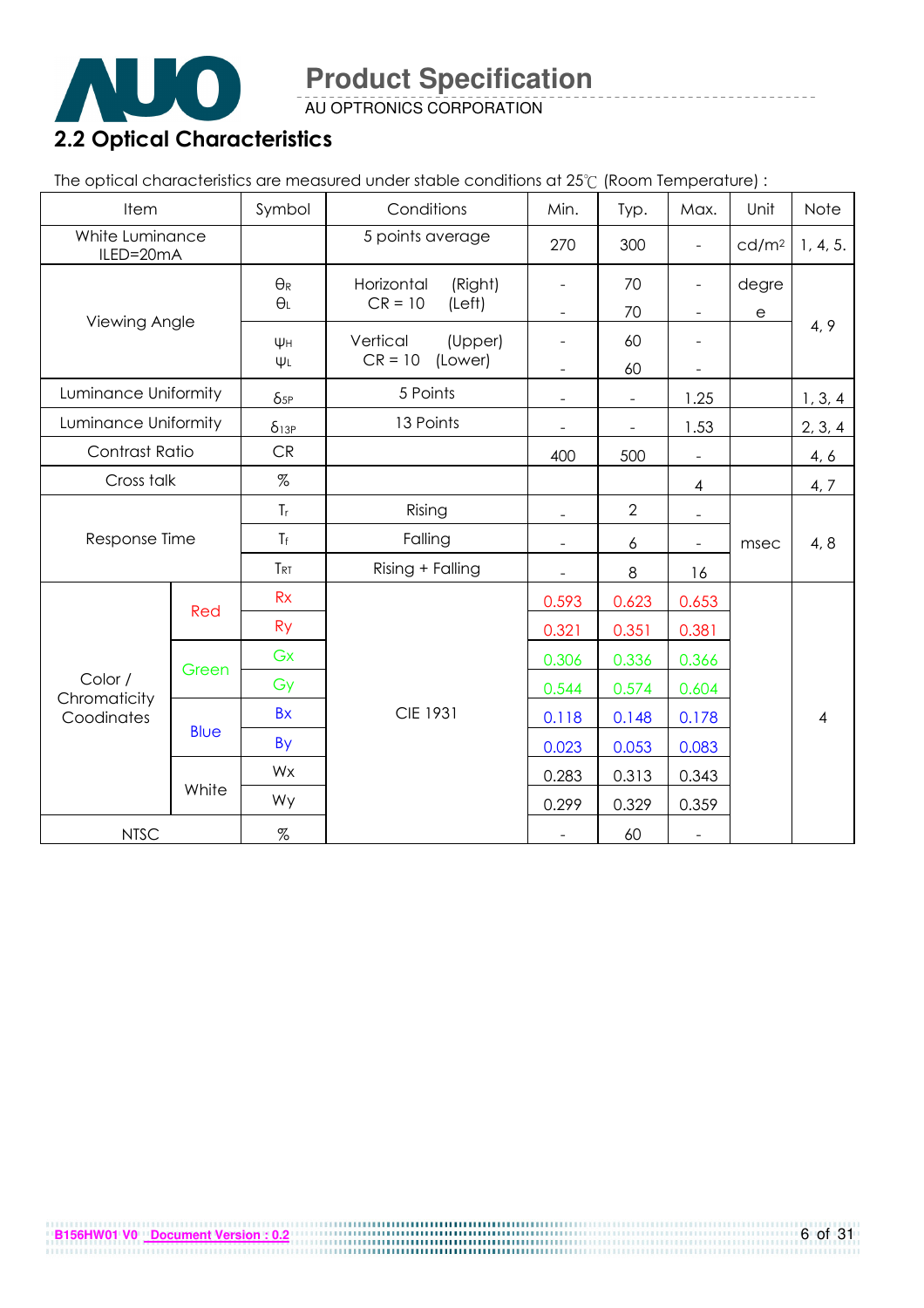## 2.2 Optical Characteristics

The optical characteristics are measured under stable conditions at 25℃ (Room Temperature) :

| Item | | Symbol | Conditions | Min. | Typ. | Max. | Unit | Note |
|---|---|---|---|---|---|---|---|---|
| White Luminance ILED=20mA | | | 5 points average | 270 | 300 | - | cd/m² | 1, 4, 5. |
| Viewing Angle | | $\theta_R$ | Horizontal (Right) CR = 10 | - | 70 | - | degree | 4, 9 |
| | | $\theta_L$ | (Left) | - | 70 | - | | |
| | | $\psi_H$ | Vertical (Upper) CR = 10 | - | 60 | - | | |
| | | $\psi_L$ | (Lower) | - | 60 | - | | |
| Luminance Uniformity | | $\delta_{5P}$ | 5 Points | - | - | 1.25 | | 1, 3, 4 |
| Luminance Uniformity | | $\delta_{13P}$ | 13 Points | - | - | 1.53 | | 2, 3, 4 |
| Contrast Ratio | | CR | | 400 | 500 | - | | 4, 6 |
| Cross talk | | % | | | | 4 | | 4, 7 |
| Response Time | | $T_r$ | Rising | - | 2 | - | msec | 4, 8 |
| | | $T_f$ | Falling | - | 6 | - | | |
| | | $T_{RT}$ | Rising + Falling | - | 8 | 16 | | |
| Color / Chromaticity Coodinates | Red | Rx | CIE 1931 | 0.593 | 0.623 | 0.653 | | 4 |
| | | Ry | | 0.321 | 0.351 | 0.381 | | |
| | Green | Gx | | 0.306 | 0.336 | 0.366 | | |
| | | Gy | | 0.544 | 0.574 | 0.604 | | |
| | Blue | Bx | | 0.118 | 0.148 | 0.178 | | |
| | | By | | 0.023 | 0.053 | 0.083 | | |
| | White | Wx | | 0.283 | 0.313 | 0.343 | | |
| | | Wy | | 0.299 | 0.329 | 0.359 | | |
| NTSC | | % | | - | 60 | - | | |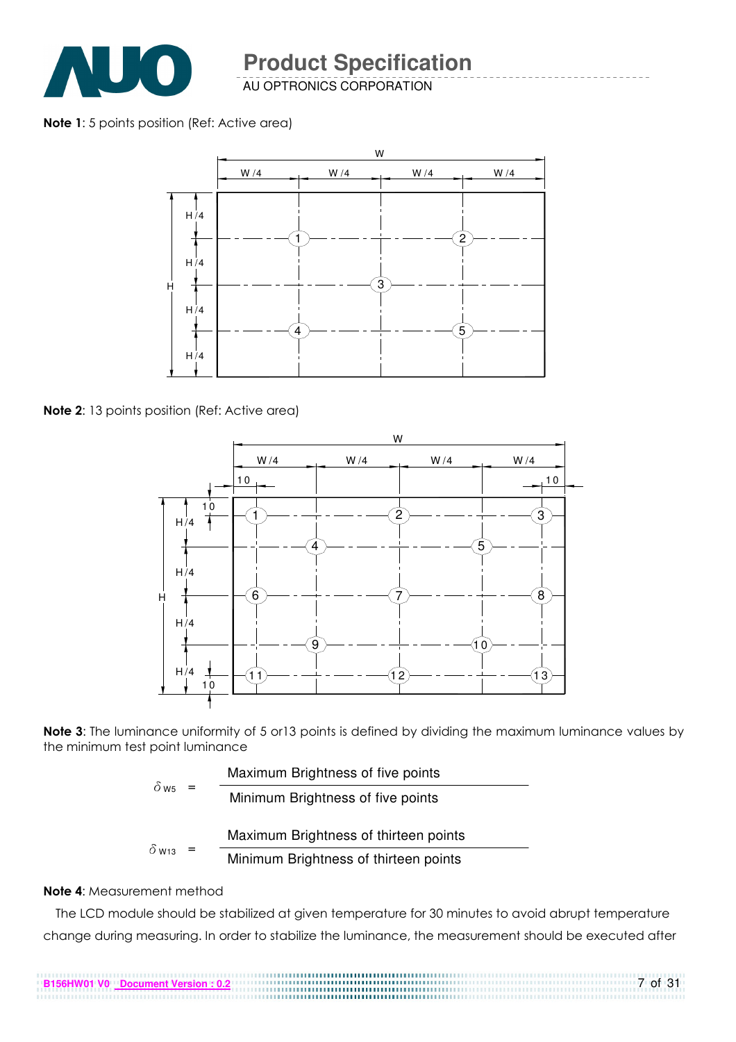**Note 1**: 5 points position (Ref: Active area)

**Note 2**: 13 points position (Ref: Active area)

**Note 3**: The luminance uniformity of 5 or13 points is defined by dividing the maximum luminance values by the minimum test point luminance

$$\delta_{W5} = \frac{\text{Maximum Brightness of five points}}{\text{Minimum Brightness of five points}}$$

$$\delta_{W13} = \frac{\text{Maximum Brightness of thirteen points}}{\text{Minimum Brightness of thirteen points}}$$

**Note 4**: Measurement method

The LCD module should be stabilized at given temperature for 30 minutes to avoid abrupt temperature change during measuring. In order to stabilize the luminance, the measurement should be executed after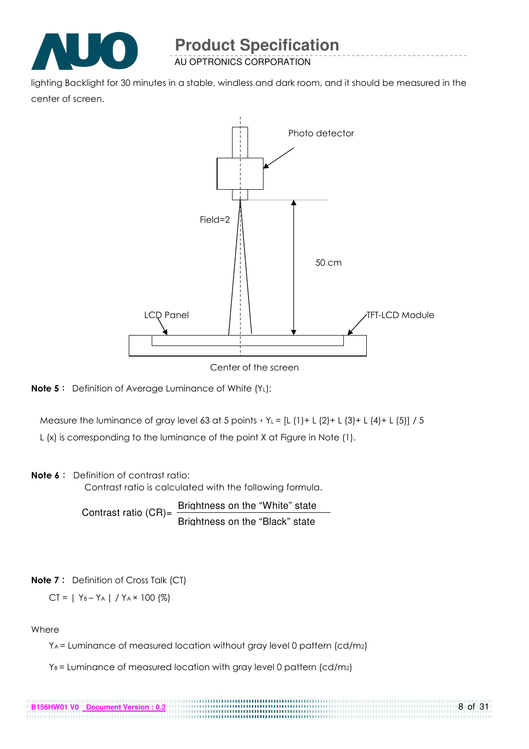lighting Backlight for 30 minutes in a stable, windless and dark room, and it should be measured in the center of screen.

Photo detector

Field=2

50 cm

LCD Panel

TFT-LCD Module

Center of the screen

**Note 5**： Definition of Average Luminance of White ($Y_L$):

Measure the luminance of gray level 63 at 5 points，$Y_L$ = [L (1)+ L (2)+ L (3)+ L (4)+ L (5)] / 5

L (x) is corresponding to the luminance of the point X at Figure in Note (1).

**Note 6**： Definition of contrast ratio:

Contrast ratio is calculated with the following formula.

$$\text{Contrast ratio (CR)} = \frac{\text{Brightness on the "White" state}}{\text{Brightness on the "Black" state}}$$

**Note 7**： Definition of Cross Talk (CT)

$CT = | Y_B - Y_A | / Y_A \times 100$ (%)

Where

$Y_A$ = Luminance of measured location without gray level 0 pattern (cd/m2)

$Y_B$ = Luminance of measured location with gray level 0 pattern (cd/m2)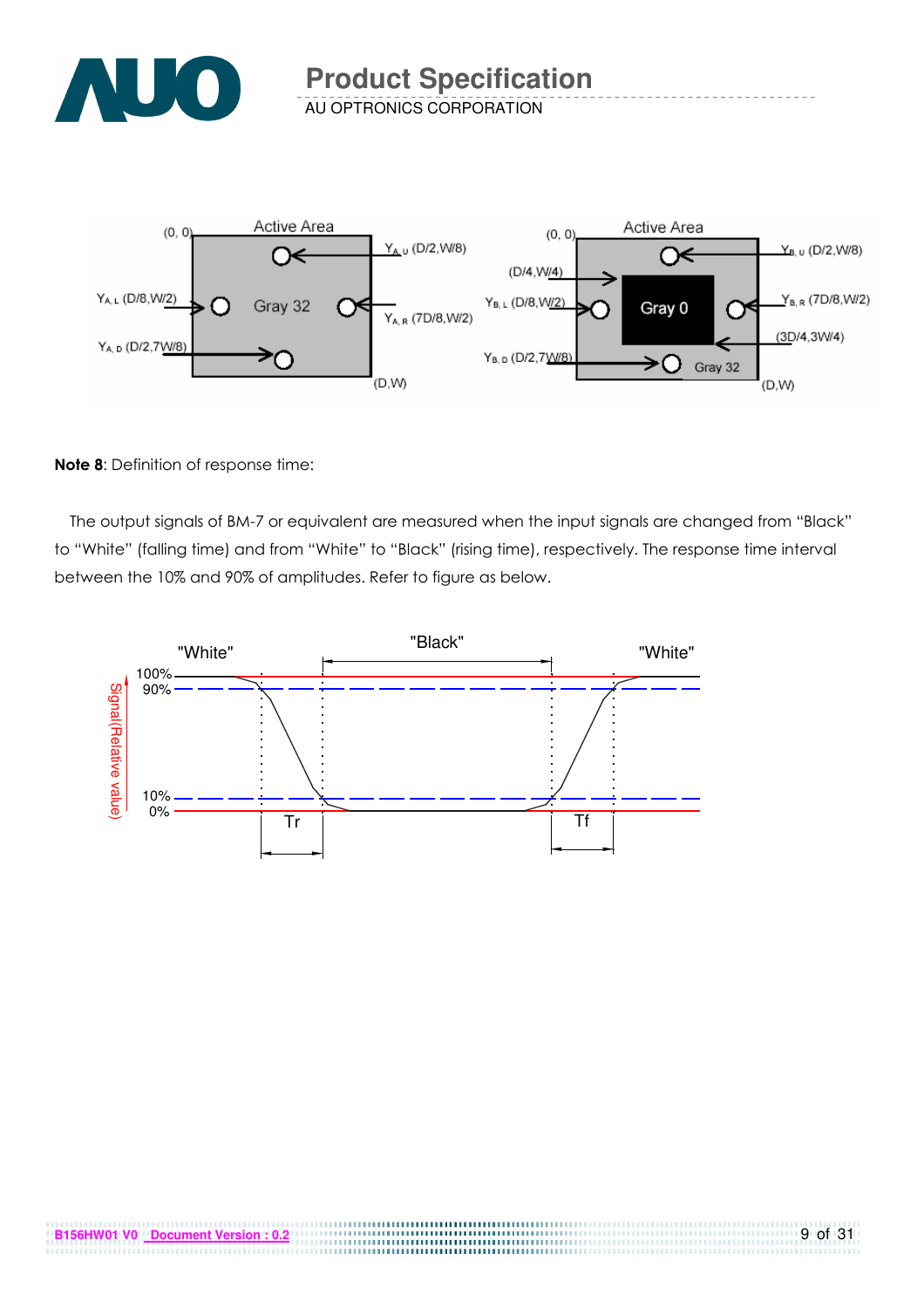**Note 8**: Definition of response time:

The output signals of BM-7 or equivalent are measured when the input signals are changed from "Black" to "White" (falling time) and from "White" to "Black" (rising time), respectively. The response time interval between the 10% and 90% of amplitudes. Refer to figure as below.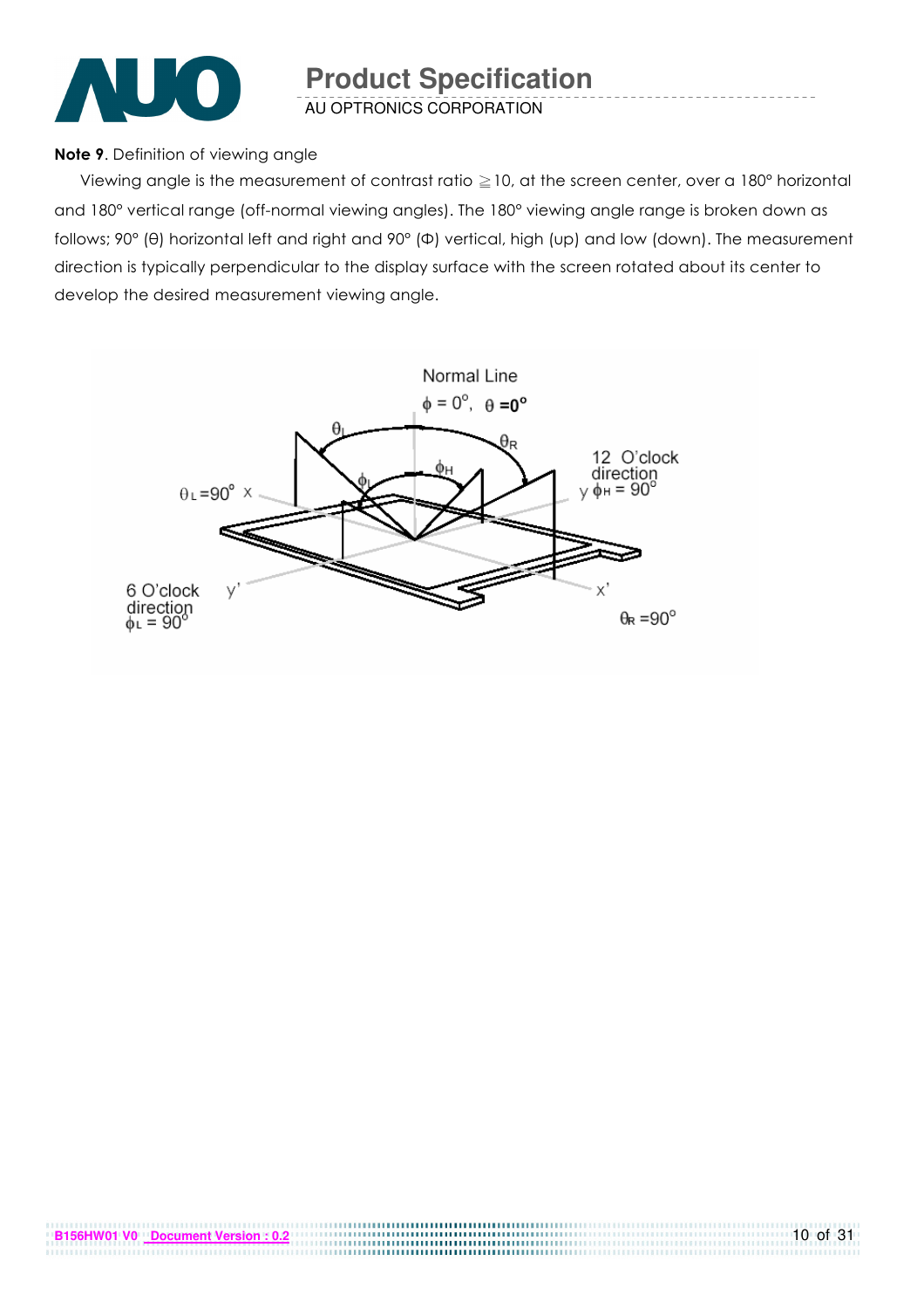**Note 9**. Definition of viewing angle

Viewing angle is the measurement of contrast ratio ≧10, at the screen center, over a 180° horizontal and 180° vertical range (off-normal viewing angles). The 180° viewing angle range is broken down as follows; 90° (θ) horizontal left and right and 90° (Φ) vertical, high (up) and low (down). The measurement direction is typically perpendicular to the display surface with the screen rotated about its center to develop the desired measurement viewing angle.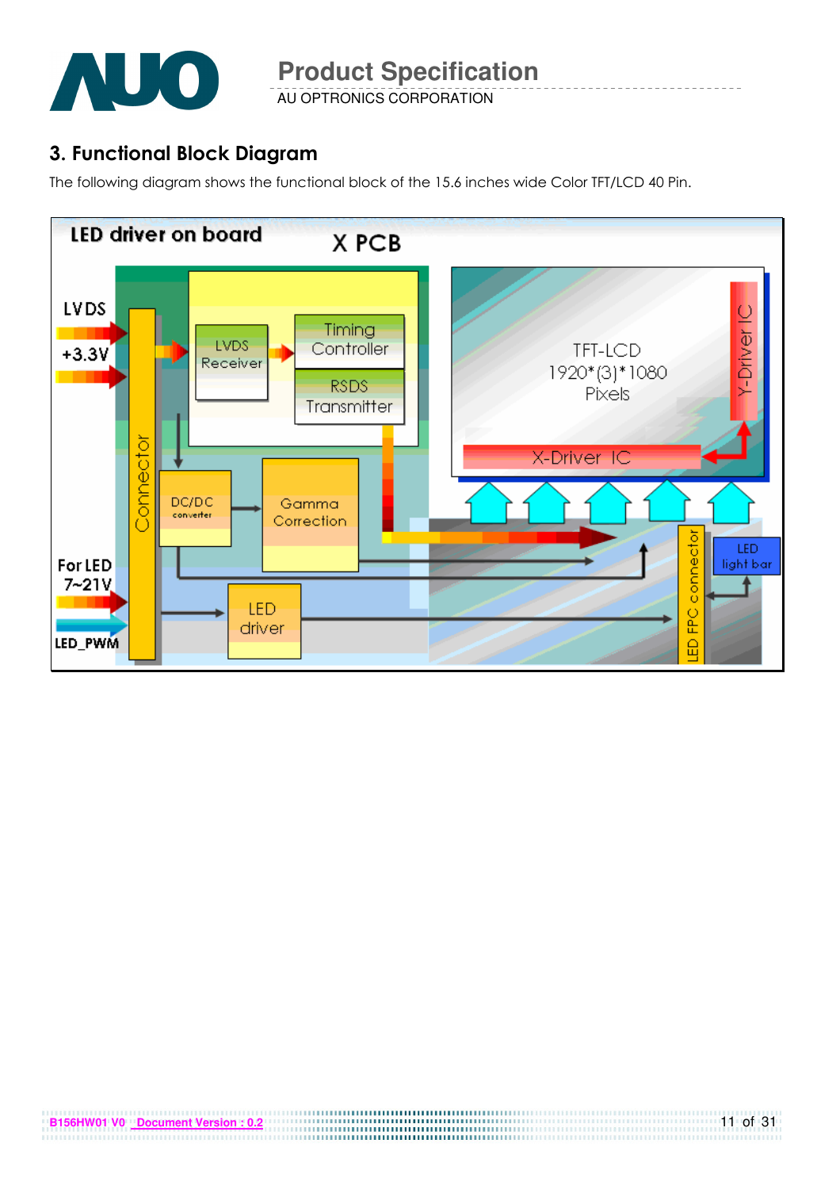## 3. Functional Block Diagram

The following diagram shows the functional block of the 15.6 inches wide Color TFT/LCD 40 Pin.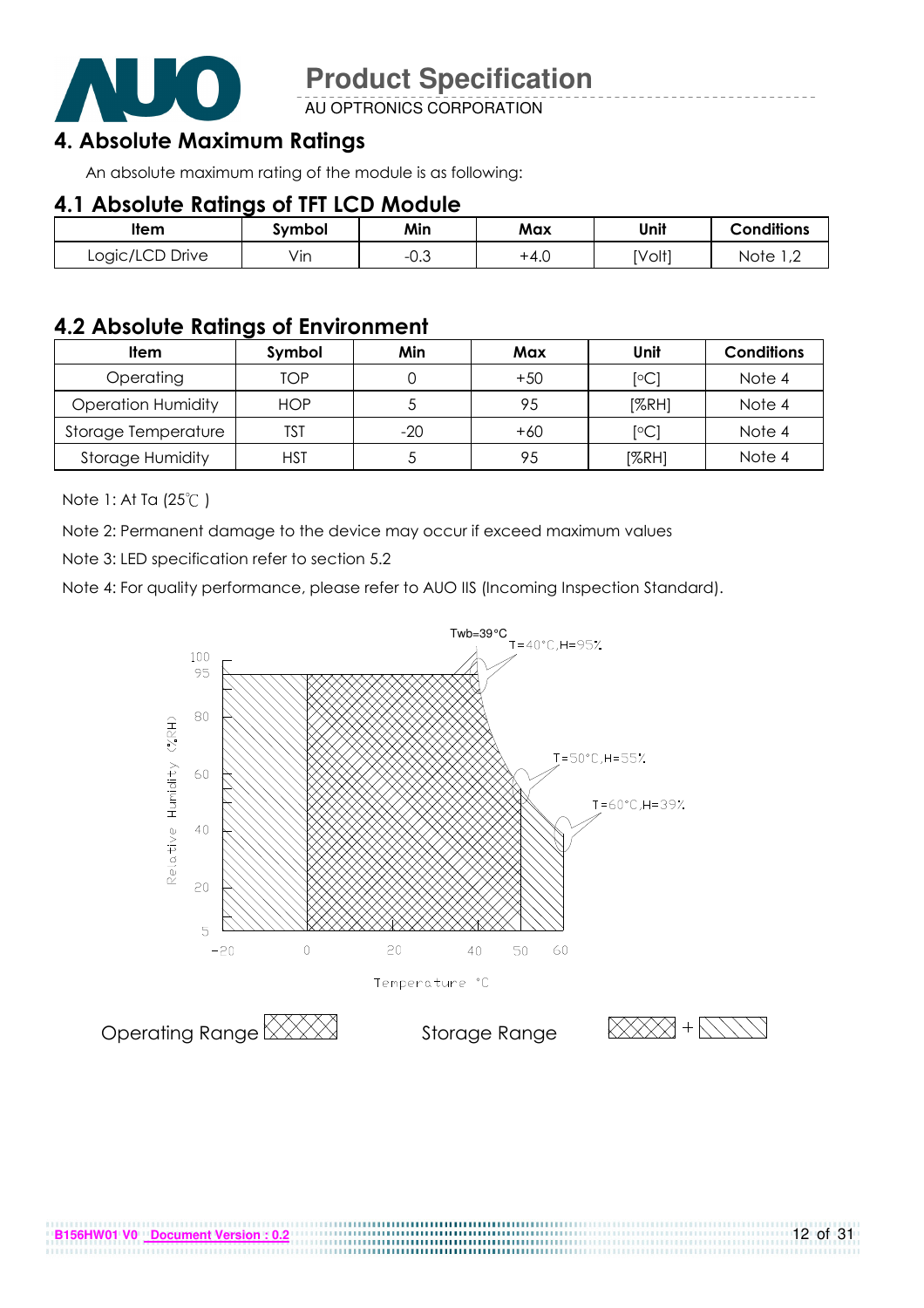## 4. Absolute Maximum Ratings

An absolute maximum rating of the module is as following:

### 4.1 Absolute Ratings of TFT LCD Module

| Item | Symbol | Min | Max | Unit | Conditions |
|---|---|---|---|---|---|
| Logic/LCD Drive | Vin | -0.3 | +4.0 | [Volt] | Note 1,2 |

### 4.2 Absolute Ratings of Environment

| Item | Symbol | Min | Max | Unit | Conditions |
|---|---|---|---|---|---|
| Operating | TOP | 0 | +50 | [°C] | Note 4 |
| Operation Humidity | HOP | 5 | 95 | [%RH] | Note 4 |
| Storage Temperature | TST | -20 | +60 | [°C] | Note 4 |
| Storage Humidity | HST | 5 | 95 | [%RH] | Note 4 |

Note 1: At Ta (25℃ )

Note 2: Permanent damage to the device may occur if exceed maximum values

Note 3: LED specification refer to section 5.2

Note 4: For quality performance, please refer to AUO IIS (Incoming Inspection Standard).

Twb=39°C
T=40°C,H=95%
T=50°C,H=55%
T=60°C,H=39%

Relative Humidity (%RH)

Temperature °C

Operating Range

Storage Range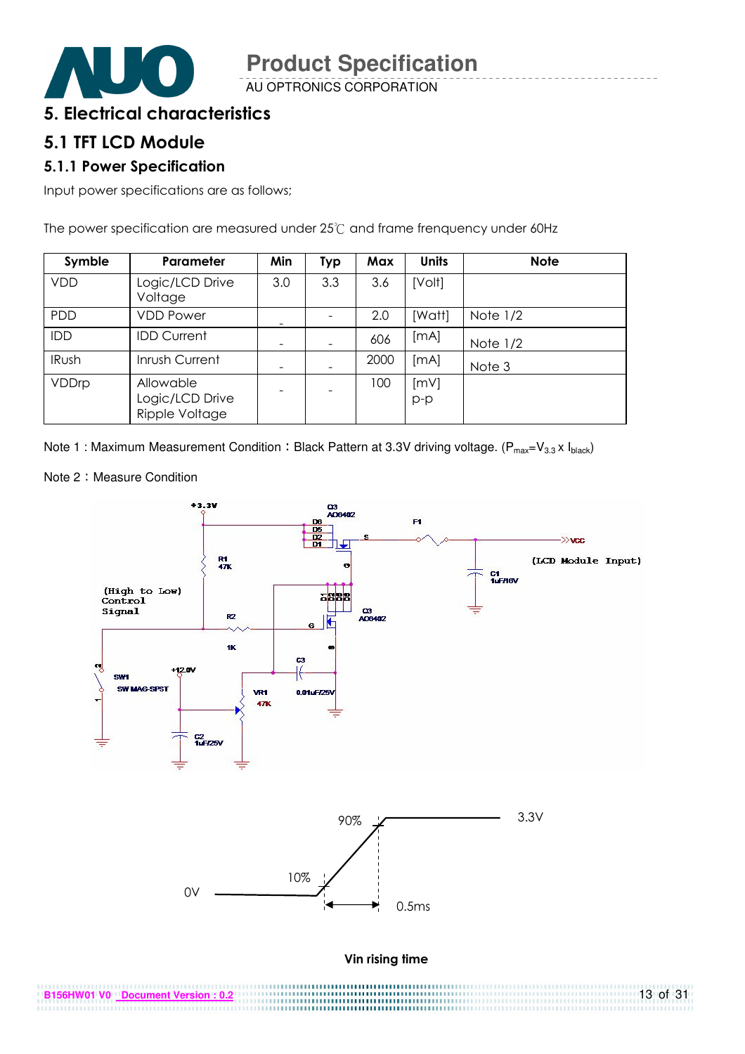# 5. Electrical characteristics

## 5.1 TFT LCD Module

### 5.1.1 Power Specification

Input power specifications are as follows;

The power specification are measured under 25℃ and frame frenquency under 60Hz

| Symble | Parameter | Min | Typ | Max | Units | Note |
|---|---|---|---|---|---|---|
| VDD | Logic/LCD Drive Voltage | 3.0 | 3.3 | 3.6 | [Volt] | |
| PDD | VDD Power | - | - | 2.0 | [Watt] | Note 1/2 |
| IDD | IDD Current | - | - | 606 | [mA] | Note 1/2 |
| IRush | Inrush Current | - | - | 2000 | [mA] | Note 3 |
| VDDrp | Allowable Logic/LCD Drive Ripple Voltage | - | - | 100 | [mV] p-p | |

Note 1 : Maximum Measurement Condition：Black Pattern at 3.3V driving voltage. ($P_{max}=V_{3.3} \times I_{black}$)

Note 2：Measure Condition

Vin rising time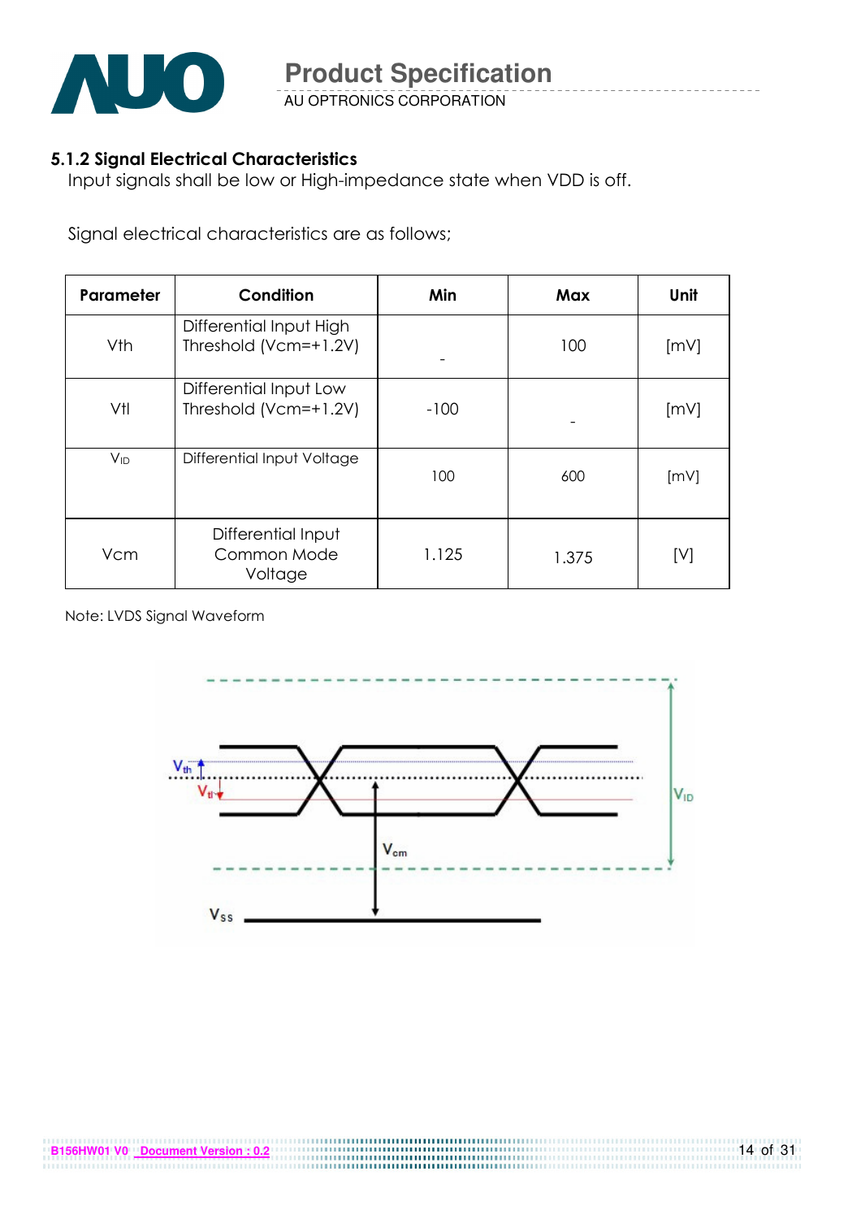### 5.1.2 Signal Electrical Characteristics

Input signals shall be low or High-impedance state when VDD is off.

Signal electrical characteristics are as follows;

| Parameter | Condition | Min | Max | Unit |
|---|---|---|---|---|
| Vth | Differential Input High Threshold (Vcm=+1.2V) | - | 100 | [mV] |
| Vtl | Differential Input Low Threshold (Vcm=+1.2V) | -100 | - | [mV] |
| $V_{ID}$ | Differential Input Voltage | 100 | 600 | [mV] |
| Vcm | Differential Input Common Mode Voltage | 1.125 | 1.375 | [V] |

Note: LVDS Signal Waveform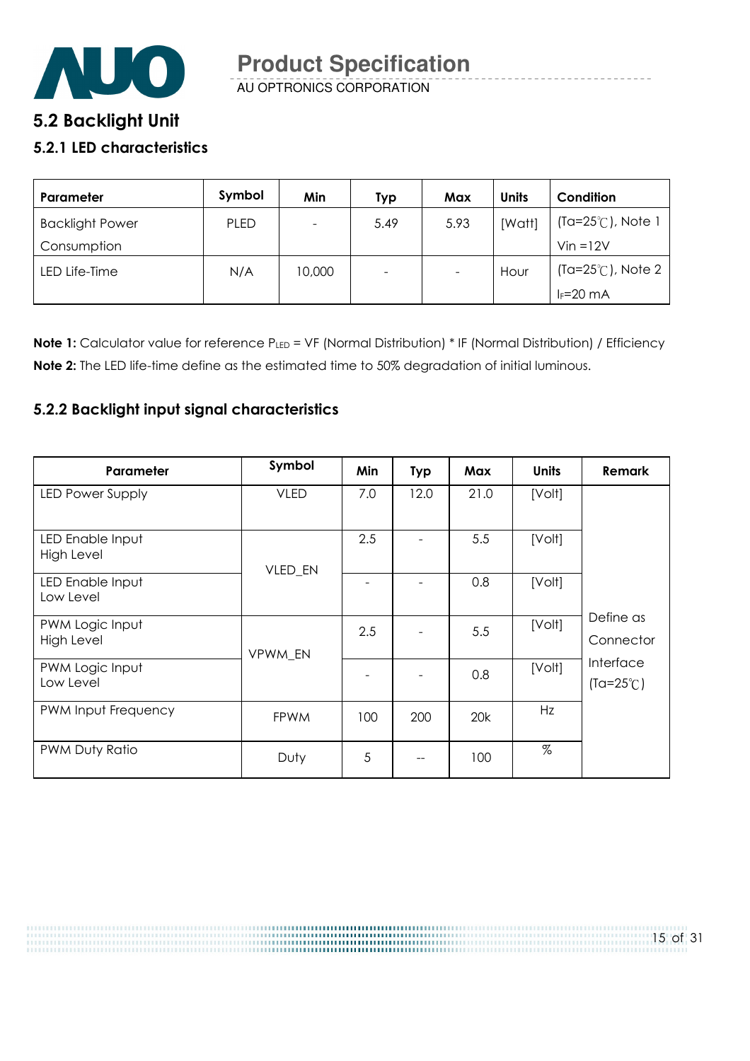## 5.2 Backlight Unit

### 5.2.1 LED characteristics

| Parameter | Symbol | Min | Typ | Max | Units | Condition |
|---|---|---|---|---|---|---|
| Backlight Power Consumption | PLED | - | 5.49 | 5.93 | [Watt] | (Ta=25℃), Note 1 Vin =12V |
| LED Life-Time | N/A | 10,000 | - | - | Hour | (Ta=25℃), Note 2 $I_F$=20 mA |

**Note 1:** Calculator value for reference $P_{LED}$ = VF (Normal Distribution) * IF (Normal Distribution) / Efficiency
**Note 2:** The LED life-time define as the estimated time to 50% degradation of initial luminous.

### 5.2.2 Backlight input signal characteristics

| Parameter | Symbol | Min | Typ | Max | Units | Remark |
|---|---|---|---|---|---|---|
| LED Power Supply | VLED | 7.0 | 12.0 | 21.0 | [Volt] | Define as Connector Interface (Ta=25℃) |
| LED Enable Input High Level | VLED_EN | 2.5 | - | 5.5 | [Volt] | |
| LED Enable Input Low Level | | - | - | 0.8 | [Volt] | |
| PWM Logic Input High Level | VPWM_EN | 2.5 | - | 5.5 | [Volt] | |
| PWM Logic Input Low Level | | - | - | 0.8 | [Volt] | |
| PWM Input Frequency | FPWM | 100 | 200 | 20k | Hz | |
| PWM Duty Ratio | Duty | 5 | -- | 100 | % | |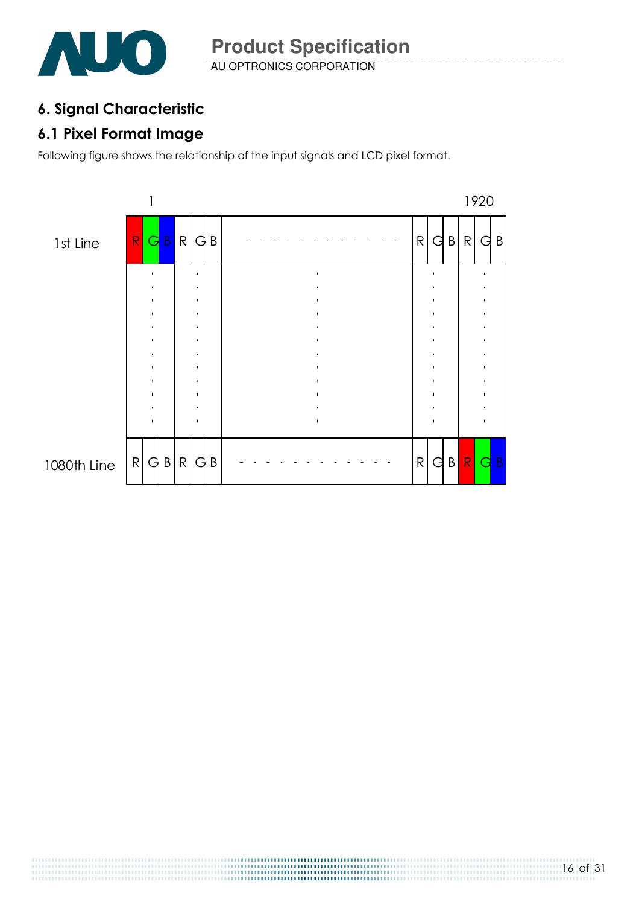# 6. Signal Characteristic

## 6.1 Pixel Format Image

Following figure shows the relationship of the input signals and LCD pixel format.

|  | 1 |  |  |  |  |  |  |  |  |  | 1920 |  |
|---|---|---|---|---|---|---|---|---|---|---|---|---|
| 1st Line | R | G | B | R | G | B | - - - - - - - - - - - - - | R | G | B | R | G | B |
| 1080th Line | R | G | B | R | G | B | - - - - - - - - - - - - - | R | G | B | R | G | B |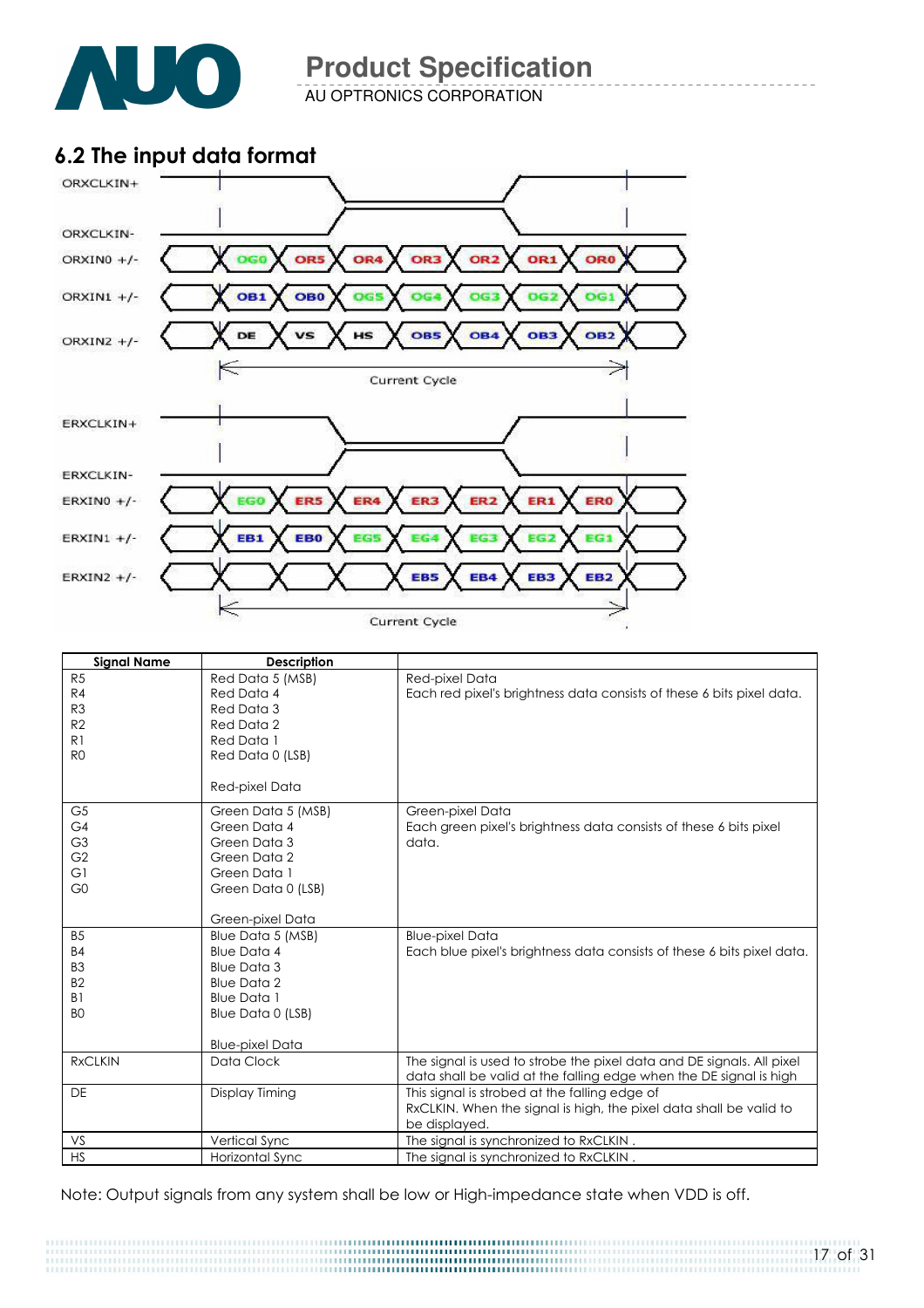## 6.2 The input data format

ORXCLKIN+

ORXCLKIN-

ORXIN0 +/- : OG0, OR5, OR4, OR3, OR2, OR1, OR0

ORXIN1 +/- : OB1, OB0, OG5, OG4, OG3, OG2, OG1

ORXIN2 +/- : DE, VS, HS, OB5, OB4, OB3, OB2

Current Cycle

ERXCLKIN+

ERXCLKIN-

ERXIN0 +/- : EG0, ER5, ER4, ER3, ER2, ER1, ER0

ERXIN1 +/- : EB1, EB0, EG5, EG4, EG3, EG2, EG1

ERXIN2 +/- : EB5, EB4, EB3, EB2

Current Cycle

| Signal Name | Description | |
|---|---|---|
| R5<br>R4<br>R3<br>R2<br>R1<br>R0 | Red Data 5 (MSB)<br>Red Data 4<br>Red Data 3<br>Red Data 2<br>Red Data 1<br>Red Data 0 (LSB)<br><br>Red-pixel Data | Red-pixel Data<br>Each red pixel's brightness data consists of these 6 bits pixel data. |
| G5<br>G4<br>G3<br>G2<br>G1<br>G0 | Green Data 5 (MSB)<br>Green Data 4<br>Green Data 3<br>Green Data 2<br>Green Data 1<br>Green Data 0 (LSB)<br><br>Green-pixel Data | Green-pixel Data<br>Each green pixel's brightness data consists of these 6 bits pixel data. |
| B5<br>B4<br>B3<br>B2<br>B1<br>B0 | Blue Data 5 (MSB)<br>Blue Data 4<br>Blue Data 3<br>Blue Data 2<br>Blue Data 1<br>Blue Data 0 (LSB)<br><br>Blue-pixel Data | Blue-pixel Data<br>Each blue pixel's brightness data consists of these 6 bits pixel data. |
| RxCLKIN | Data Clock | The signal is used to strobe the pixel data and DE signals. All pixel data shall be valid at the falling edge when the DE signal is high |
| DE | Display Timing | This signal is strobed at the falling edge of RxCLKIN. When the signal is high, the pixel data shall be valid to be displayed. |
| VS | Vertical Sync | The signal is synchronized to RxCLKIN . |
| HS | Horizontal Sync | The signal is synchronized to RxCLKIN . |

Note: Output signals from any system shall be low or High-impedance state when VDD is off.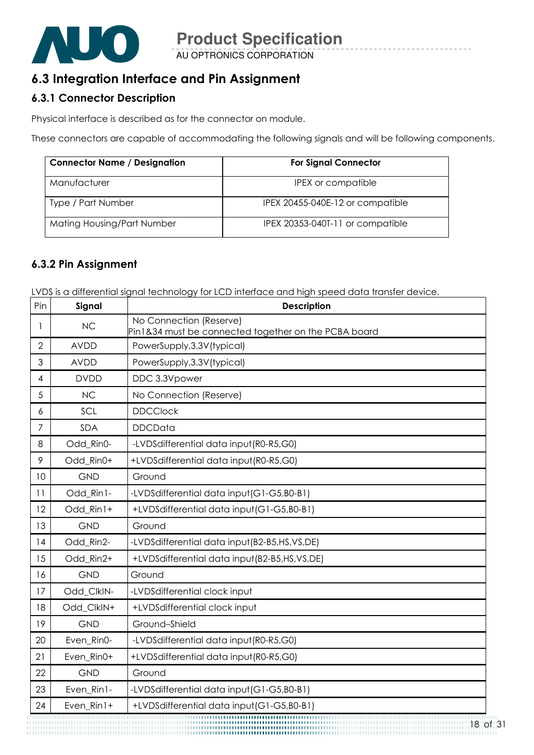## 6.3 Integration Interface and Pin Assignment

### 6.3.1 Connector Description

Physical interface is described as for the connector on module.

These connectors are capable of accommodating the following signals and will be following components.

| Connector Name / Designation | For Signal Connector |
|---|---|
| Manufacturer | IPEX or compatible |
| Type / Part Number | IPEX 20455-040E-12 or compatible |
| Mating Housing/Part Number | IPEX 20353-040T-11 or compatible |

### 6.3.2 Pin Assignment

LVDS is a differential signal technology for LCD interface and high speed data transfer device.

| Pin | Signal | Description |
|---|---|---|
| 1 | NC | No Connection (Reserve)<br>Pin1&34 must be connected together on the PCBA board |
| 2 | AVDD | PowerSupply,3.3V(typical) |
| 3 | AVDD | PowerSupply,3.3V(typical) |
| 4 | DVDD | DDC 3.3Vpower |
| 5 | NC | No Connection (Reserve) |
| 6 | SCL | DDCClock |
| 7 | SDA | DDCData |
| 8 | Odd_Rin0- | -LVDSdifferential data input(R0-R5,G0) |
| 9 | Odd_Rin0+ | +LVDSdifferential data input(R0-R5,G0) |
| 10 | GND | Ground |
| 11 | Odd_Rin1- | -LVDSdifferential data input(G1-G5,B0-B1) |
| 12 | Odd_Rin1+ | +LVDSdifferential data input(G1-G5,B0-B1) |
| 13 | GND | Ground |
| 14 | Odd_Rin2- | -LVDSdifferential data input(B2-B5,HS,VS,DE) |
| 15 | Odd_Rin2+ | +LVDSdifferential data input(B2-B5,HS,VS,DE) |
| 16 | GND | Ground |
| 17 | Odd_ClkIN- | -LVDSdifferential clock input |
| 18 | Odd_ClkIN+ | +LVDSdifferential clock input |
| 19 | GND | Ground–Shield |
| 20 | Even_Rin0- | -LVDSdifferential data input(R0-R5,G0) |
| 21 | Even_Rin0+ | +LVDSdifferential data input(R0-R5,G0) |
| 22 | GND | Ground |
| 23 | Even_Rin1- | -LVDSdifferential data input(G1-G5,B0-B1) |
| 24 | Even_Rin1+ | +LVDSdifferential data input(G1-G5,B0-B1) |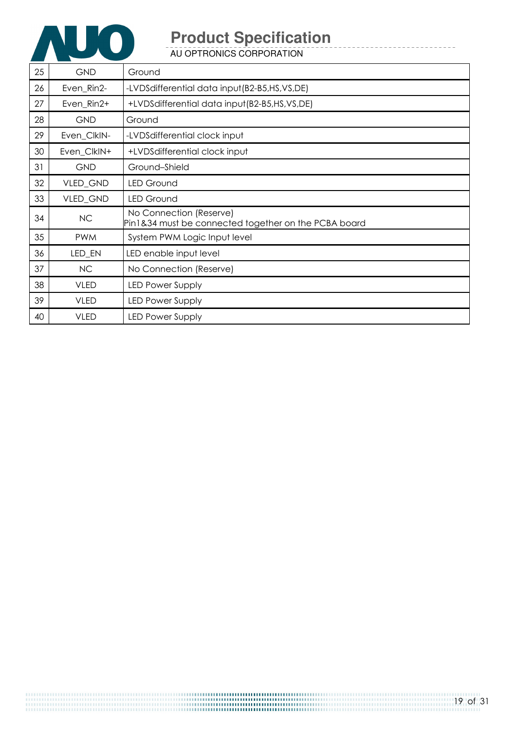| 25 | GND | Ground |
|---|---|---|
| 26 | Even_Rin2- | -LVDSdifferential data input(B2-B5,HS,VS,DE) |
| 27 | Even_Rin2+ | +LVDSdifferential data input(B2-B5,HS,VS,DE) |
| 28 | GND | Ground |
| 29 | Even_ClkIN- | -LVDSdifferential clock input |
| 30 | Even_ClkIN+ | +LVDSdifferential clock input |
| 31 | GND | Ground–Shield |
| 32 | VLED_GND | LED Ground |
| 33 | VLED_GND | LED Ground |
| 34 | NC | No Connection (Reserve)<br>Pin1&34 must be connected together on the PCBA board |
| 35 | PWM | System PWM Logic Input level |
| 36 | LED_EN | LED enable input level |
| 37 | NC | No Connection (Reserve) |
| 38 | VLED | LED Power Supply |
| 39 | VLED | LED Power Supply |
| 40 | VLED | LED Power Supply |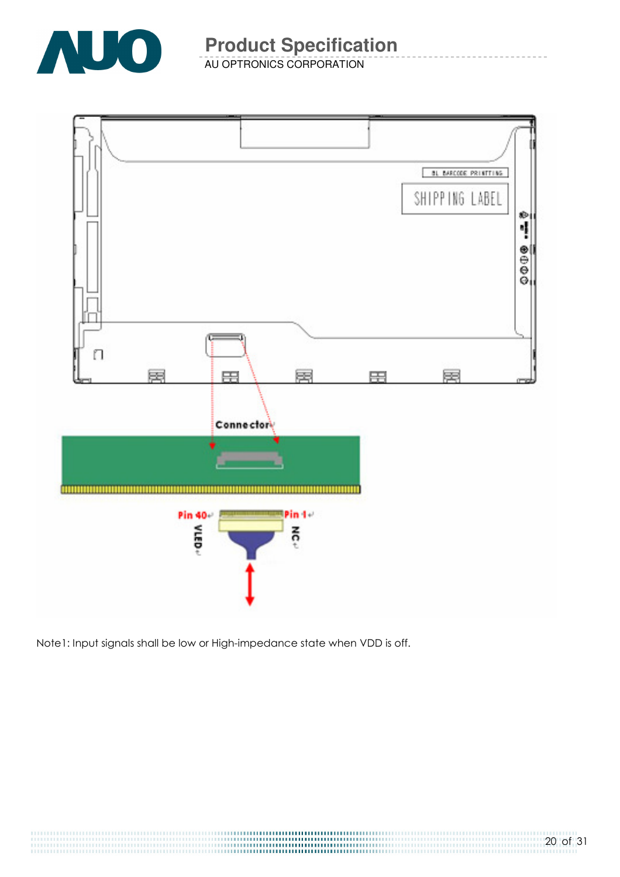Note1: Input signals shall be low or High-impedance state when VDD is off.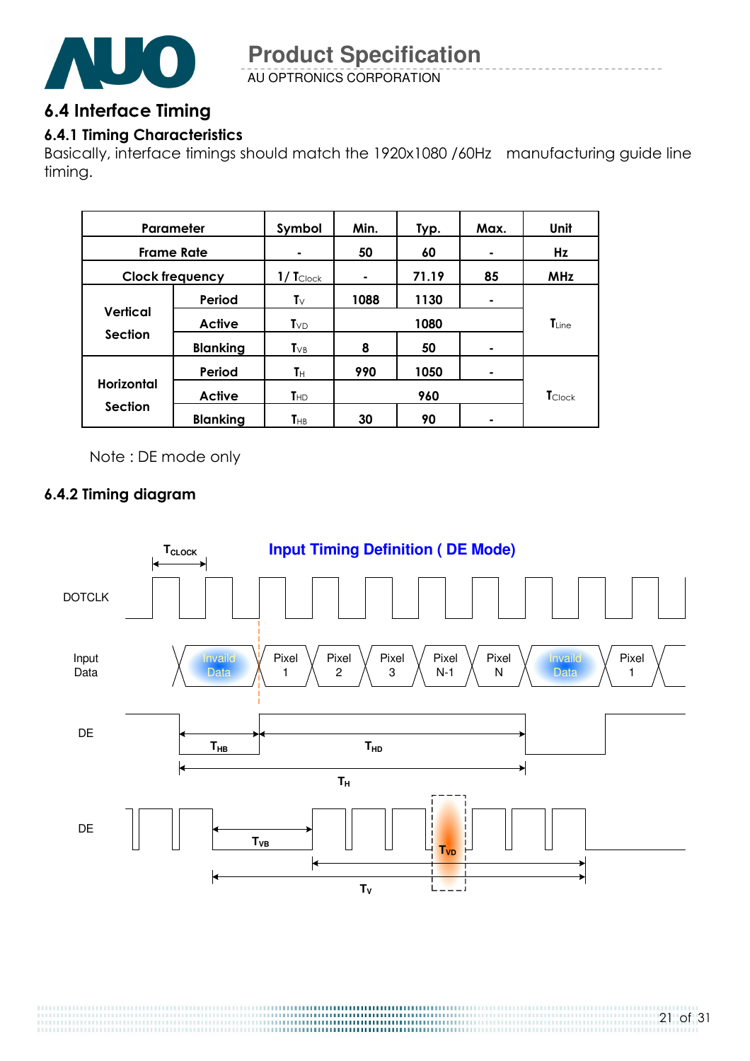## 6.4 Interface Timing

### 6.4.1 Timing Characteristics

Basically, interface timings should match the 1920x1080 /60Hz manufacturing guide line timing.

| Parameter | | Symbol | Min. | Typ. | Max. | Unit |
|---|---|---|---|---|---|---|
| Frame Rate | | - | 50 | 60 | - | Hz |
| Clock frequency | | $1/T_{Clock}$ | - | 71.19 | 85 | MHz |
| Vertical Section | Period | $T_V$ | 1088 | 1130 | - | $T_{Line}$ |
| | Active | $T_{VD}$ | | 1080 | | |
| | Blanking | $T_{VB}$ | 8 | 50 | - | |
| Horizontal Section | Period | $T_H$ | 990 | 1050 | - | $T_{Clock}$ |
| | Active | $T_{HD}$ | | 960 | | |
| | Blanking | $T_{HB}$ | 30 | 90 | - | |

Note : DE mode only

### 6.4.2 Timing diagram

**Input Timing Definition ( DE Mode)**

DOTCLK, Input Data (Invaild Data, Pixel 1, Pixel 2, Pixel 3, Pixel N-1, Pixel N, Invaild Data, Pixel 1), DE ($T_{HB}$, $T_{HD}$, $T_H$), DE ($T_{VB}$, $T_{VD}$, $T_V$), $T_{CLOCK}$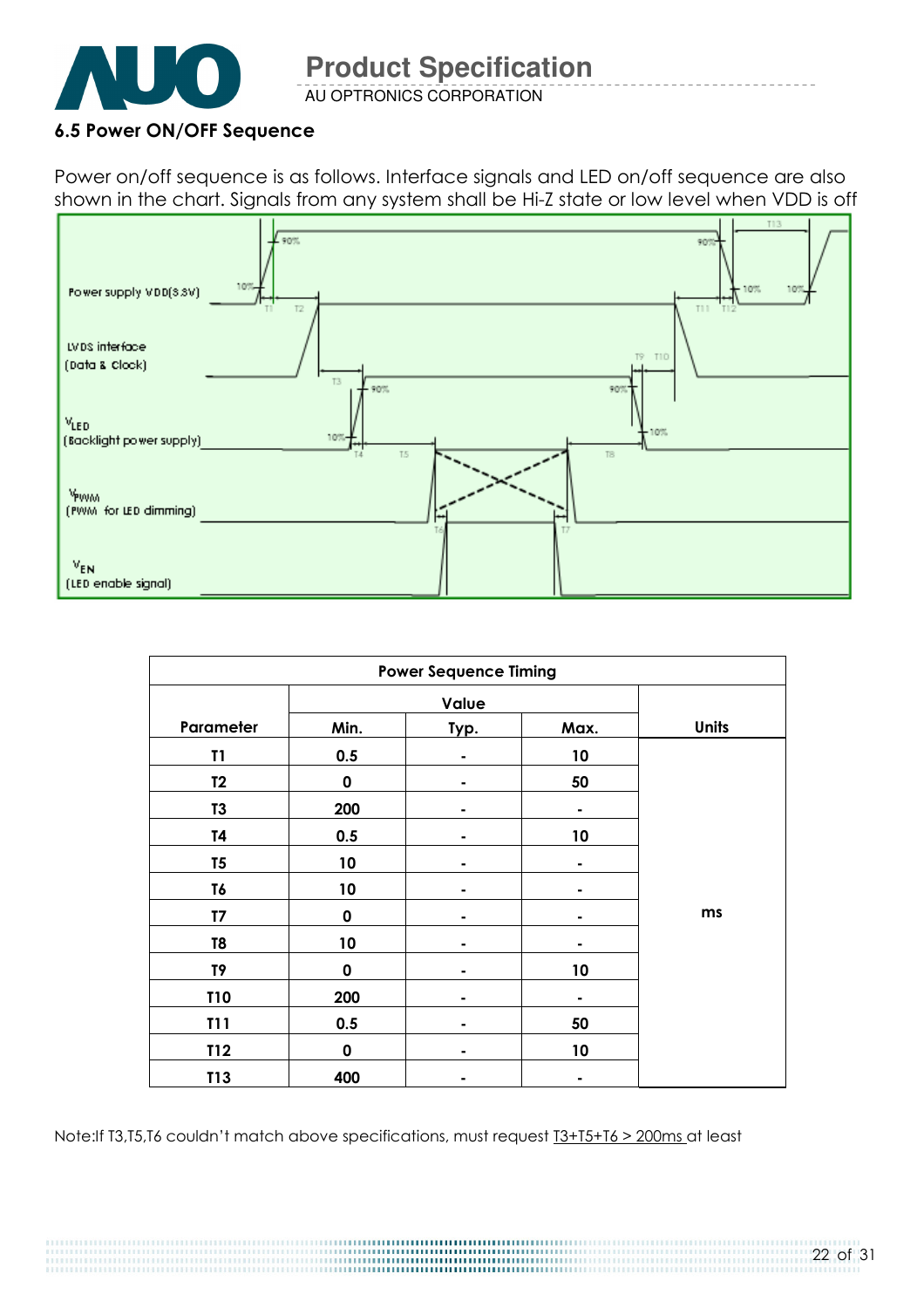## 6.5 Power ON/OFF Sequence

Power on/off sequence is as follows. Interface signals and LED on/off sequence are also shown in the chart. Signals from any system shall be Hi-Z state or low level when VDD is off

| Power Sequence Timing | | | | |
|---|---|---|---|---|
| Parameter | Value | | | Units |
| | Min. | Typ. | Max. | |
| T1 | 0.5 | - | 10 | ms |
| T2 | 0 | - | 50 | |
| T3 | 200 | - | - | |
| T4 | 0.5 | - | 10 | |
| T5 | 10 | - | - | |
| T6 | 10 | - | - | |
| T7 | 0 | - | - | |
| T8 | 10 | - | - | |
| T9 | 0 | - | 10 | |
| T10 | 200 | - | - | |
| T11 | 0.5 | - | 50 | |
| T12 | 0 | - | 10 | |
| T13 | 400 | - | - | |

Note:If T3,T5,T6 couldn't match above specifications, must request T3+T5+T6 > 200ms at least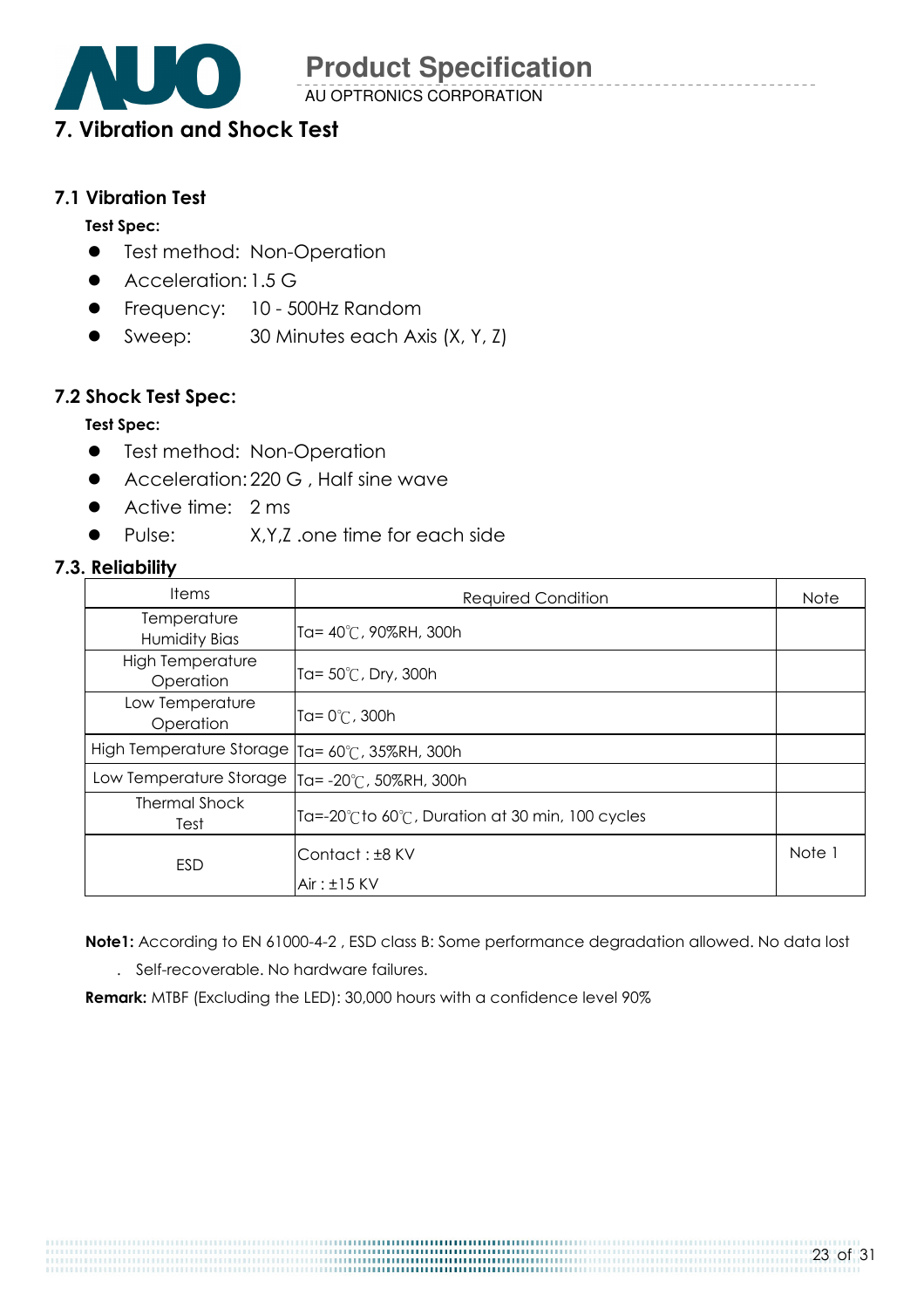# 7. Vibration and Shock Test

## 7.1 Vibration Test

**Test Spec:**

- Test method: Non-Operation
- Acceleration: 1.5 G
- Frequency: 10 - 500Hz Random
- Sweep: 30 Minutes each Axis (X, Y, Z)

## 7.2 Shock Test Spec:

**Test Spec:**

- Test method: Non-Operation
- Acceleration: 220 G , Half sine wave
- Active time: 2 ms
- Pulse: X,Y,Z .one time for each side

## 7.3. Reliability

| Items | Required Condition | Note |
|---|---|---|
| Temperature Humidity Bias | Ta= 40℃, 90%RH, 300h | |
| High Temperature Operation | Ta= 50℃, Dry, 300h | |
| Low Temperature Operation | Ta= 0℃, 300h | |
| High Temperature Storage | Ta= 60℃, 35%RH, 300h | |
| Low Temperature Storage | Ta= -20℃, 50%RH, 300h | |
| Thermal Shock Test | Ta=-20℃to 60℃, Duration at 30 min, 100 cycles | |
| ESD | Contact : ±8 KV<br>Air : ±15 KV | Note 1 |

**Note1:** According to EN 61000-4-2 , ESD class B: Some performance degradation allowed. No data lost . Self-recoverable. No hardware failures.

**Remark:** MTBF (Excluding the LED): 30,000 hours with a confidence level 90%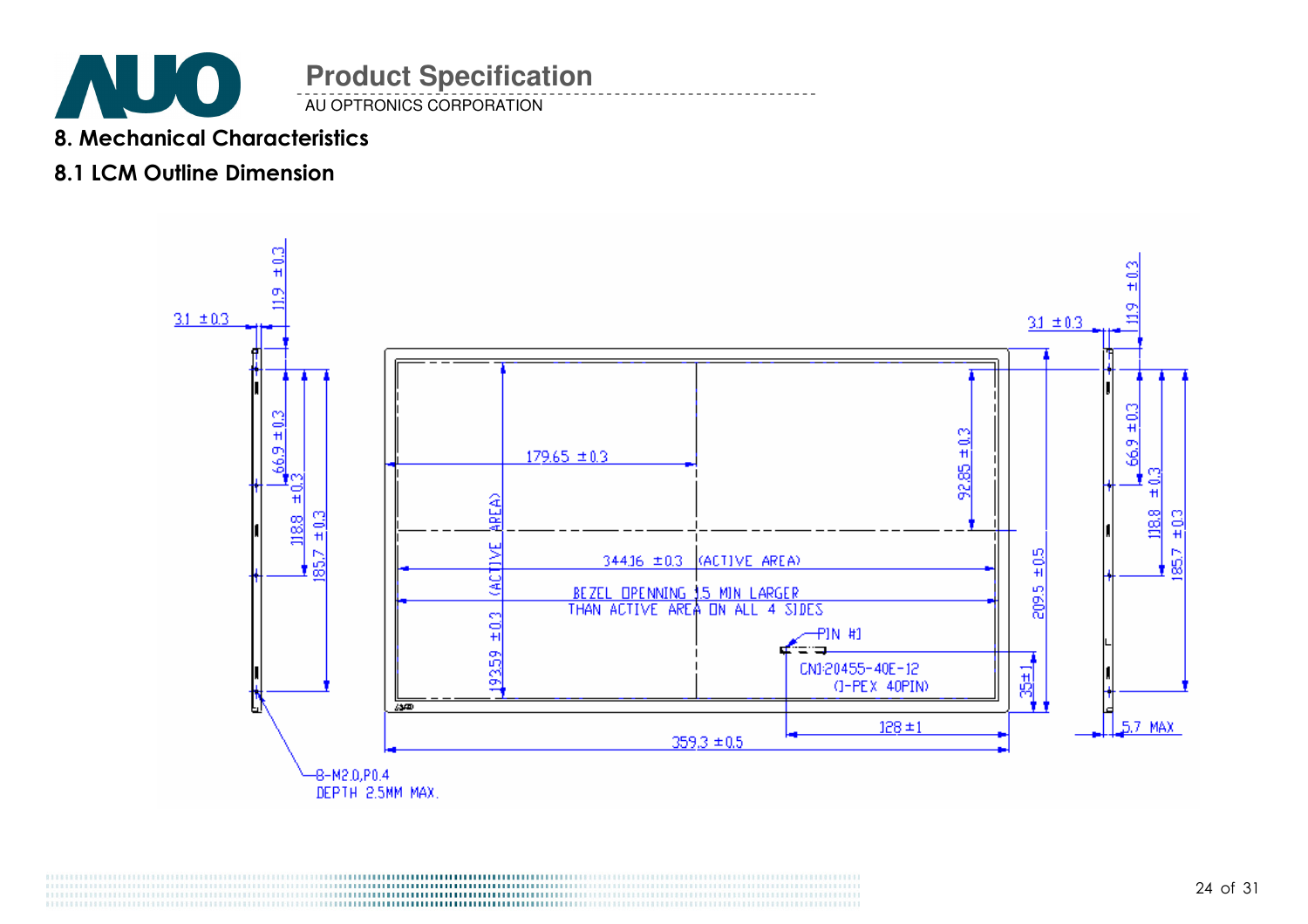## 8. Mechanical Characteristics

### 8.1 LCM Outline Dimension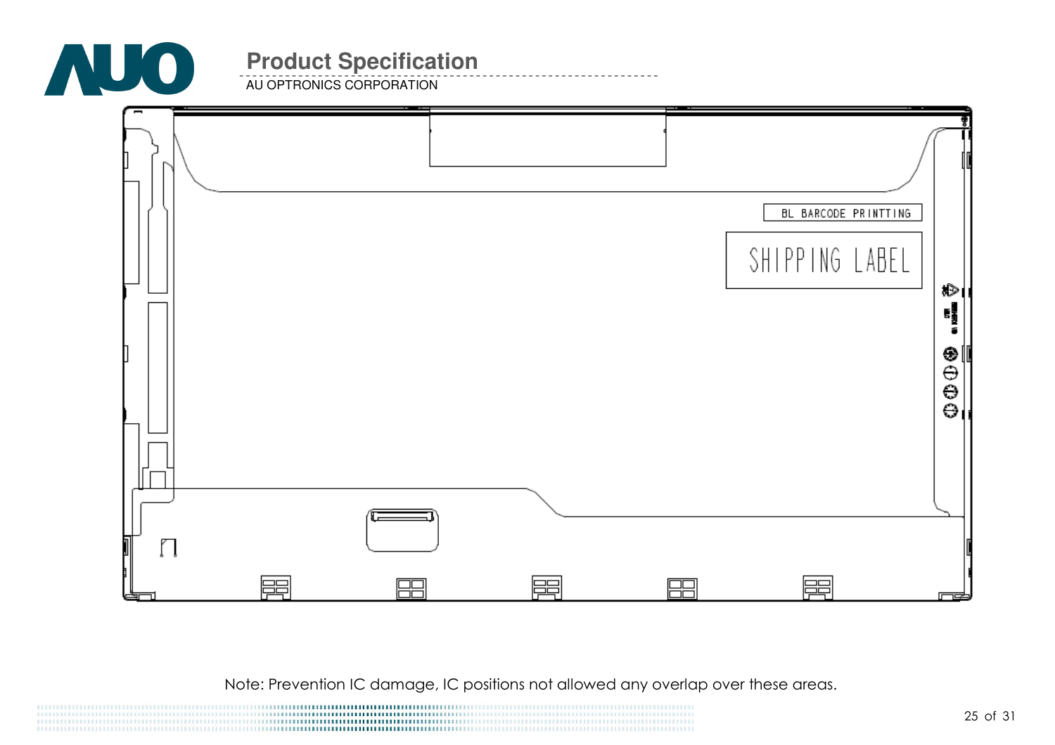BL BARCODE PRINTTING

SHIPPING LABEL

Note: Prevention IC damage, IC positions not allowed any overlap over these areas.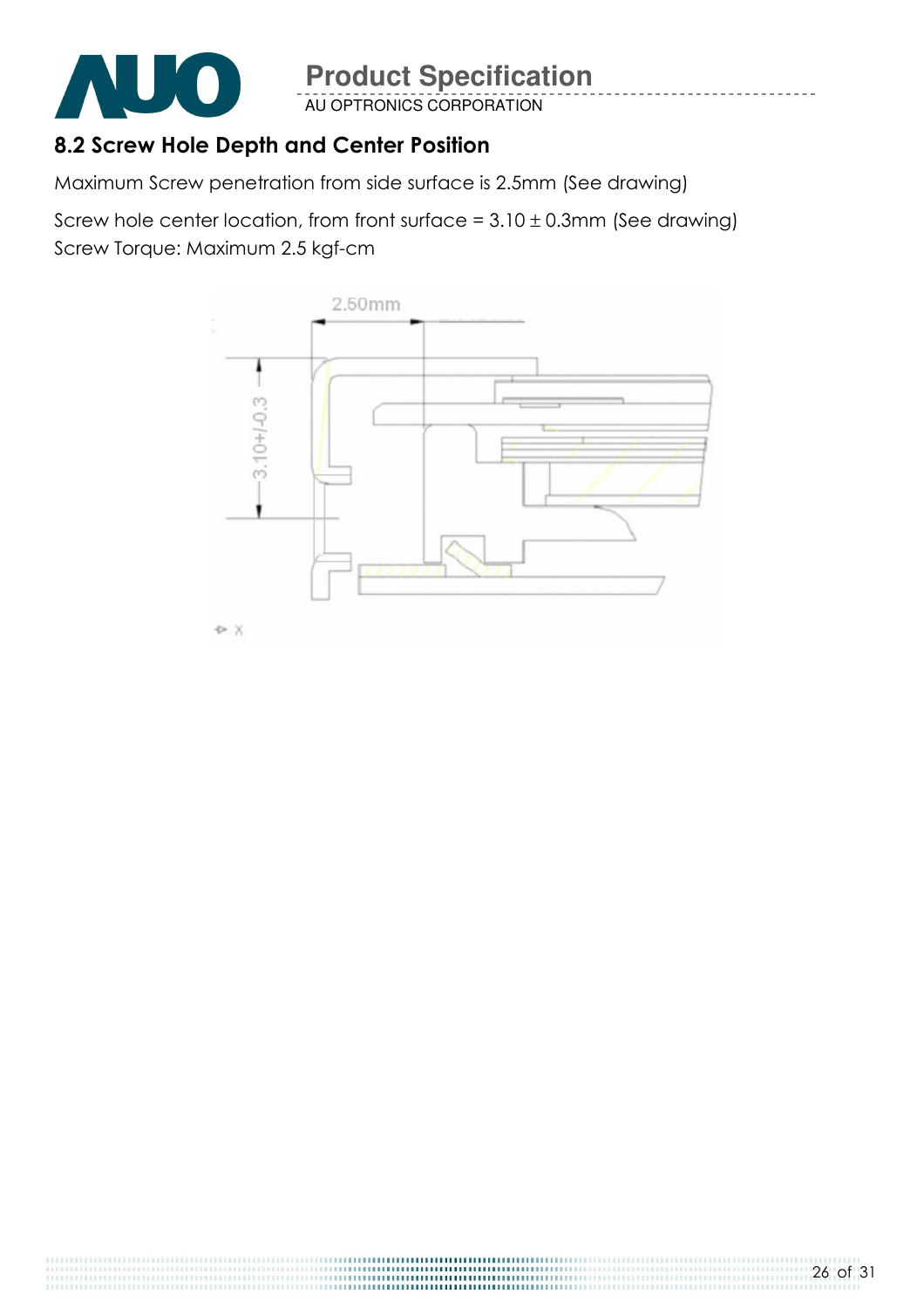## 8.2 Screw Hole Depth and Center Position

Maximum Screw penetration from side surface is 2.5mm (See drawing)

Screw hole center location, from front surface = 3.10 ± 0.3mm (See drawing)
Screw Torque: Maximum 2.5 kgf-cm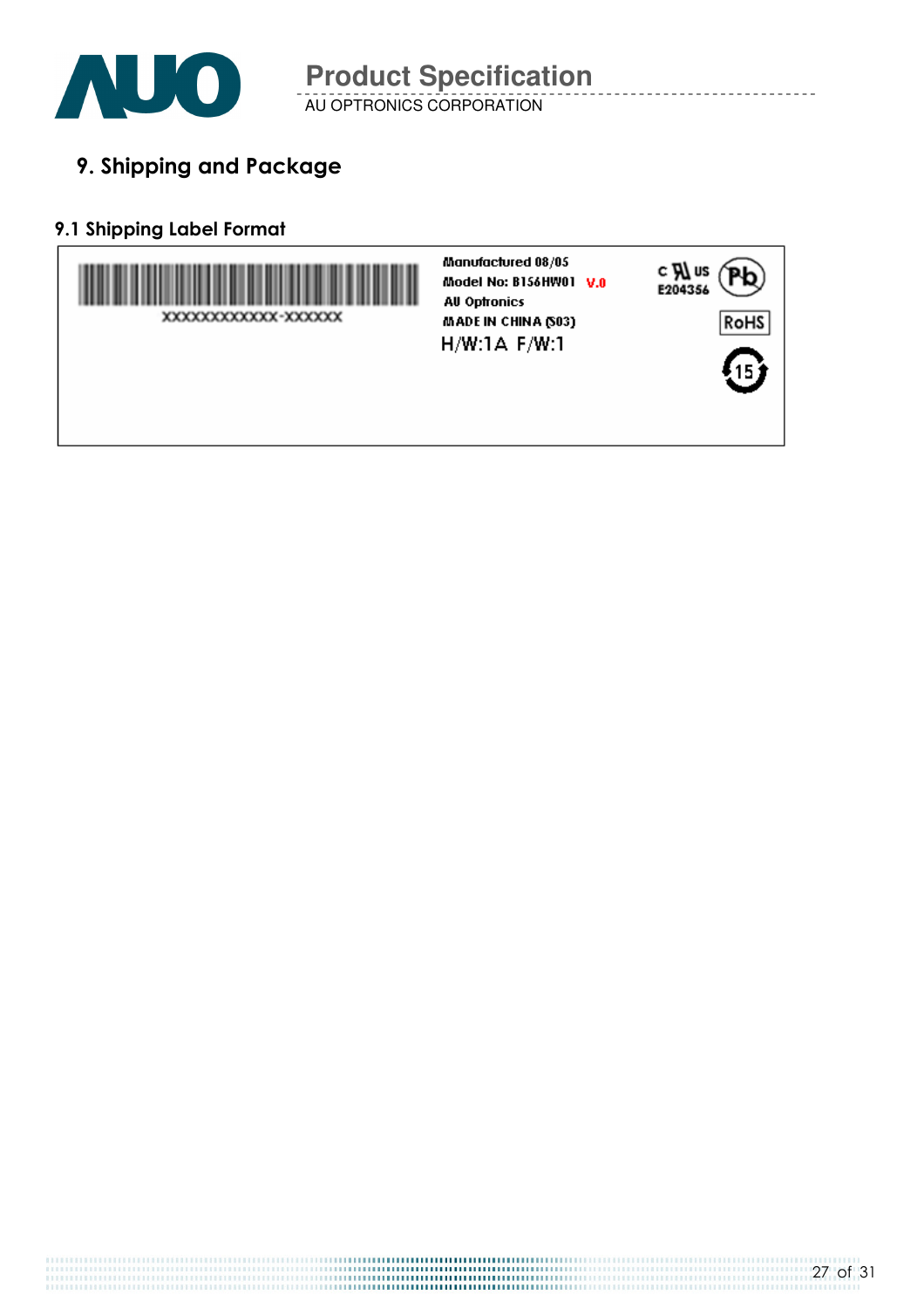# 9. Shipping and Package

## 9.1 Shipping Label Format

XXXXXXXXXXXX-XXXXXX

Manufactured 08/05
Model No: B156HW01 V.0
AU Optronics
MADE IN CHINA (S03)
H/W:1A F/W:1

c UL us
E204356

Pb

RoHS

15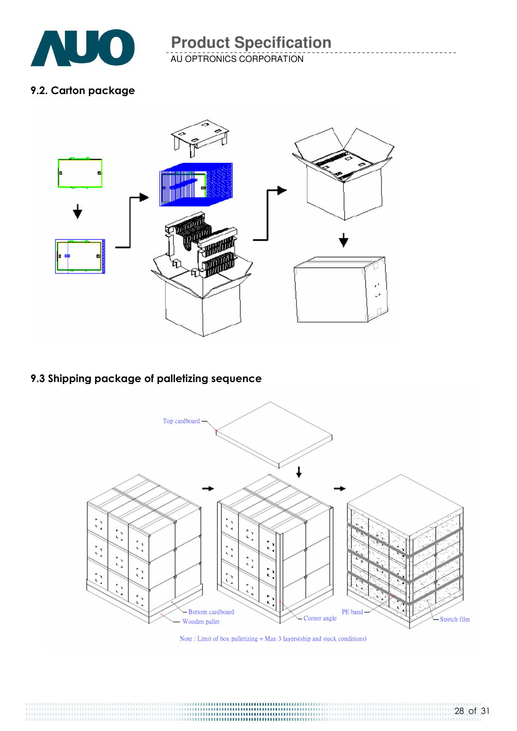## 9.2. Carton package

## 9.3 Shipping package of palletizing sequence

Top cardboard

Bottom cardboard

Wooden pallet

Corner angle

PE band

Stretch film

Note : Limit of box palletizing = Max 3 layers(ship and stock conditions)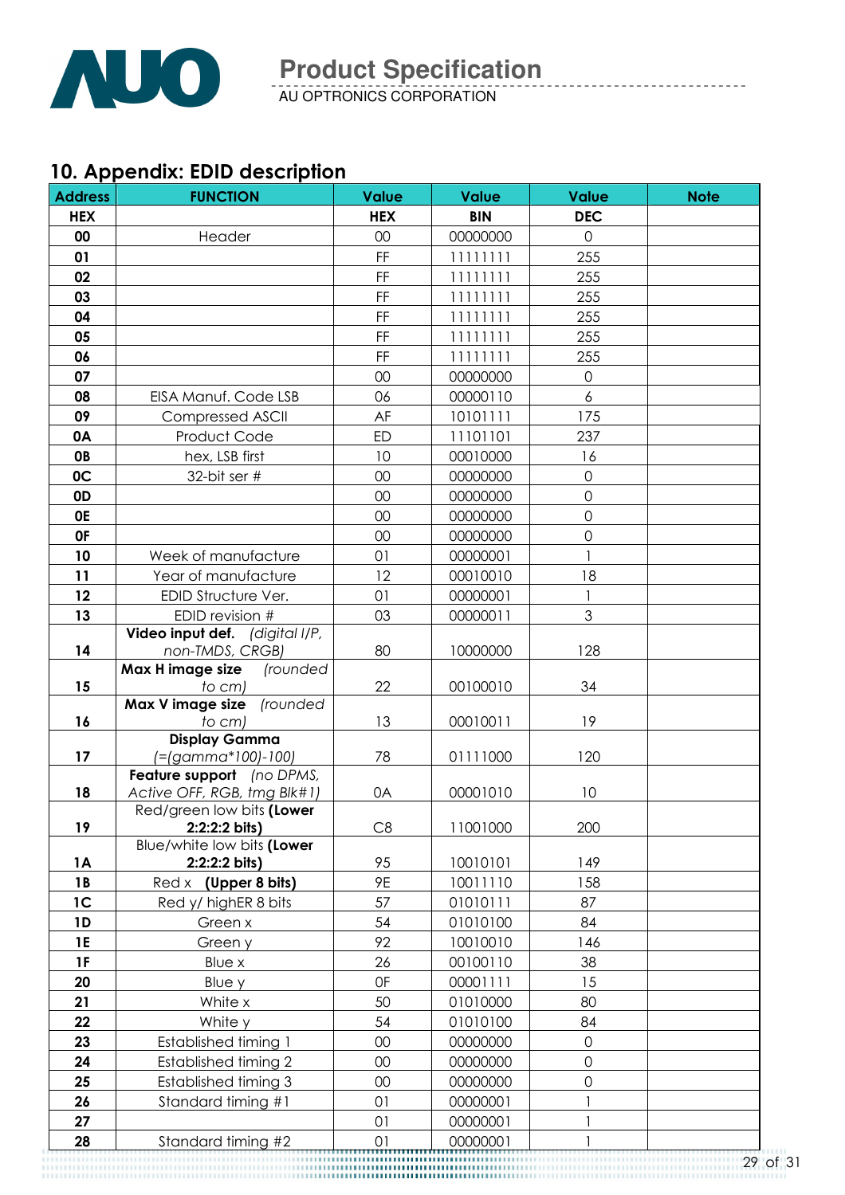## 10. Appendix: EDID description

| Address | FUNCTION | Value | Value | Value | Note |
|---|---|---|---|---|---|
| HEX | | HEX | BIN | DEC | |
| 00 | Header | 00 | 00000000 | 0 | |
| 01 | | FF | 11111111 | 255 | |
| 02 | | FF | 11111111 | 255 | |
| 03 | | FF | 11111111 | 255 | |
| 04 | | FF | 11111111 | 255 | |
| 05 | | FF | 11111111 | 255 | |
| 06 | | FF | 11111111 | 255 | |
| 07 | | 00 | 00000000 | 0 | |
| 08 | EISA Manuf. Code LSB | 06 | 00000110 | 6 | |
| 09 | Compressed ASCII | AF | 10101111 | 175 | |
| 0A | Product Code | ED | 11101101 | 237 | |
| 0B | hex, LSB first | 10 | 00010000 | 16 | |
| 0C | 32-bit ser # | 00 | 00000000 | 0 | |
| 0D | | 00 | 00000000 | 0 | |
| 0E | | 00 | 00000000 | 0 | |
| 0F | | 00 | 00000000 | 0 | |
| 10 | Week of manufacture | 01 | 00000001 | 1 | |
| 11 | Year of manufacture | 12 | 00010010 | 18 | |
| 12 | EDID Structure Ver. | 01 | 00000001 | 1 | |
| 13 | EDID revision # | 03 | 00000011 | 3 | |
| 14 | **Video input def.** *(digital I/P, non-TMDS, CRGB)* | 80 | 10000000 | 128 | |
| 15 | **Max H image size** *(rounded to cm)* | 22 | 00100010 | 34 | |
| 16 | **Max V image size** *(rounded to cm)* | 13 | 00010011 | 19 | |
| 17 | **Display Gamma** *(=(gamma\*100)-100)* | 78 | 01111000 | 120 | |
| 18 | **Feature support** *(no DPMS, Active OFF, RGB, tmg Blk#1)* | 0A | 00001010 | 10 | |
| 19 | Red/green low bits **(Lower 2:2:2:2 bits)** | C8 | 11001000 | 200 | |
| 1A | Blue/white low bits **(Lower 2:2:2:2 bits)** | 95 | 10010101 | 149 | |
| 1B | Red x **(Upper 8 bits)** | 9E | 10011110 | 158 | |
| 1C | Red y/ highER 8 bits | 57 | 01010111 | 87 | |
| 1D | Green x | 54 | 01010100 | 84 | |
| 1E | Green y | 92 | 10010010 | 146 | |
| 1F | Blue x | 26 | 00100110 | 38 | |
| 20 | Blue y | 0F | 00001111 | 15 | |
| 21 | White x | 50 | 01010000 | 80 | |
| 22 | White y | 54 | 01010100 | 84 | |
| 23 | Established timing 1 | 00 | 00000000 | 0 | |
| 24 | Established timing 2 | 00 | 00000000 | 0 | |
| 25 | Established timing 3 | 00 | 00000000 | 0 | |
| 26 | Standard timing #1 | 01 | 00000001 | 1 | |
| 27 | | 01 | 00000001 | 1 | |
| 28 | Standard timing #2 | 01 | 00000001 | 1 | |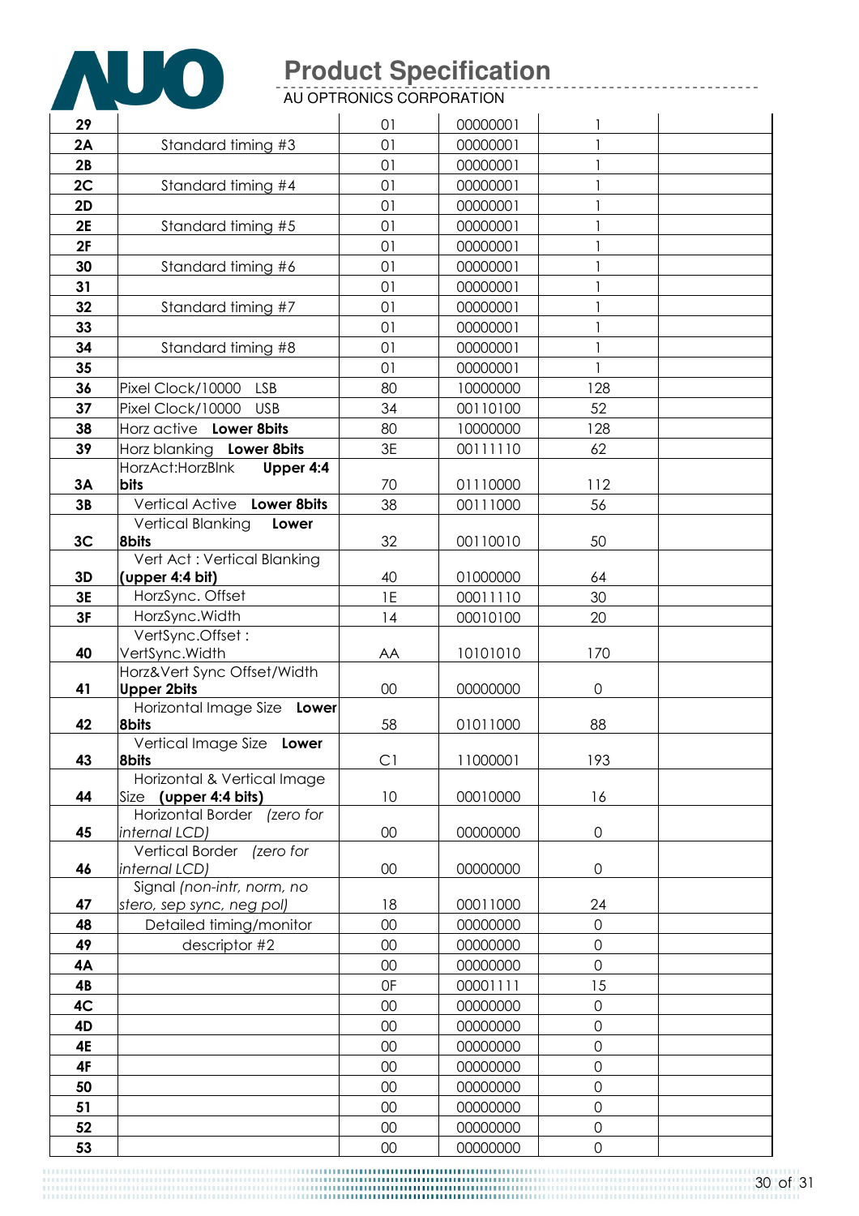| | | | | | |
|---|---|---|---|---|---|
| **29** | | 01 | 00000001 | 1 | |
| **2A** | Standard timing #3 | 01 | 00000001 | 1 | |
| **2B** | | 01 | 00000001 | 1 | |
| **2C** | Standard timing #4 | 01 | 00000001 | 1 | |
| **2D** | | 01 | 00000001 | 1 | |
| **2E** | Standard timing #5 | 01 | 00000001 | 1 | |
| **2F** | | 01 | 00000001 | 1 | |
| **30** | Standard timing #6 | 01 | 00000001 | 1 | |
| **31** | | 01 | 00000001 | 1 | |
| **32** | Standard timing #7 | 01 | 00000001 | 1 | |
| **33** | | 01 | 00000001 | 1 | |
| **34** | Standard timing #8 | 01 | 00000001 | 1 | |
| **35** | | 01 | 00000001 | 1 | |
| **36** | Pixel Clock/10000 LSB | 80 | 10000000 | 128 | |
| **37** | Pixel Clock/10000 USB | 34 | 00110100 | 52 | |
| **38** | Horz active **Lower 8bits** | 80 | 10000000 | 128 | |
| **39** | Horz blanking **Lower 8bits** | 3E | 00111110 | 62 | |
| **3A** | HorzAct:HorzBlnk **Upper 4:4 bits** | 70 | 01110000 | 112 | |
| **3B** | Vertical Active **Lower 8bits** | 38 | 00111000 | 56 | |
| **3C** | Vertical Blanking **Lower 8bits** | 32 | 00110010 | 50 | |
| **3D** | Vert Act : Vertical Blanking **(upper 4:4 bit)** | 40 | 01000000 | 64 | |
| **3E** | HorzSync. Offset | 1E | 00011110 | 30 | |
| **3F** | HorzSync.Width | 14 | 00010100 | 20 | |
| **40** | VertSync.Offset : VertSync.Width | AA | 10101010 | 170 | |
| **41** | Horz&Vert Sync Offset/Width **Upper 2bits** | 00 | 00000000 | 0 | |
| **42** | Horizontal Image Size **Lower 8bits** | 58 | 01011000 | 88 | |
| **43** | Vertical Image Size **Lower 8bits** | C1 | 11000001 | 193 | |
| **44** | Horizontal & Vertical Image Size **(upper 4:4 bits)** | 10 | 00010000 | 16 | |
| **45** | Horizontal Border *(zero for internal LCD)* | 00 | 00000000 | 0 | |
| **46** | Vertical Border *(zero for internal LCD)* | 00 | 00000000 | 0 | |
| **47** | Signal *(non-intr, norm, no stero, sep sync, neg pol)* | 18 | 00011000 | 24 | |
| **48** | Detailed timing/monitor | 00 | 00000000 | 0 | |
| **49** | descriptor #2 | 00 | 00000000 | 0 | |
| **4A** | | 00 | 00000000 | 0 | |
| **4B** | | 0F | 00001111 | 15 | |
| **4C** | | 00 | 00000000 | 0 | |
| **4D** | | 00 | 00000000 | 0 | |
| **4E** | | 00 | 00000000 | 0 | |
| **4F** | | 00 | 00000000 | 0 | |
| **50** | | 00 | 00000000 | 0 | |
| **51** | | 00 | 00000000 | 0 | |
| **52** | | 00 | 00000000 | 0 | |
| **53** | | 00 | 00000000 | 0 | |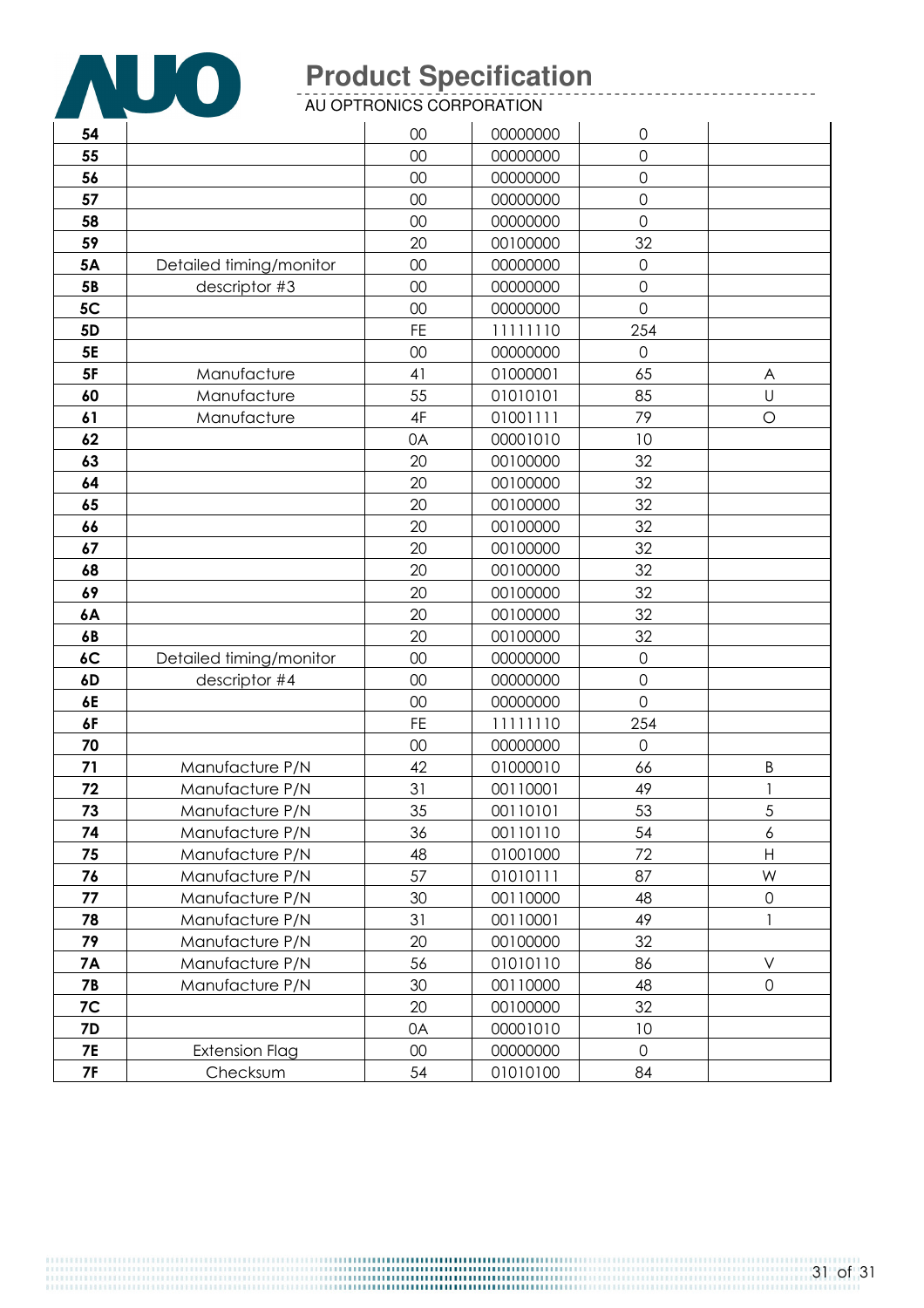| | | | | | |
|---|---|---|---|---|---|
| **54** | | 00 | 00000000 | 0 | |
| **55** | | 00 | 00000000 | 0 | |
| **56** | | 00 | 00000000 | 0 | |
| **57** | | 00 | 00000000 | 0 | |
| **58** | | 00 | 00000000 | 0 | |
| **59** | | 20 | 00100000 | 32 | |
| **5A** | Detailed timing/monitor | 00 | 00000000 | 0 | |
| **5B** | descriptor #3 | 00 | 00000000 | 0 | |
| **5C** | | 00 | 00000000 | 0 | |
| **5D** | | FE | 11111110 | 254 | |
| **5E** | | 00 | 00000000 | 0 | |
| **5F** | Manufacture | 41 | 01000001 | 65 | A |
| **60** | Manufacture | 55 | 01010101 | 85 | U |
| **61** | Manufacture | 4F | 01001111 | 79 | O |
| **62** | | 0A | 00001010 | 10 | |
| **63** | | 20 | 00100000 | 32 | |
| **64** | | 20 | 00100000 | 32 | |
| **65** | | 20 | 00100000 | 32 | |
| **66** | | 20 | 00100000 | 32 | |
| **67** | | 20 | 00100000 | 32 | |
| **68** | | 20 | 00100000 | 32 | |
| **69** | | 20 | 00100000 | 32 | |
| **6A** | | 20 | 00100000 | 32 | |
| **6B** | | 20 | 00100000 | 32 | |
| **6C** | Detailed timing/monitor | 00 | 00000000 | 0 | |
| **6D** | descriptor #4 | 00 | 00000000 | 0 | |
| **6E** | | 00 | 00000000 | 0 | |
| **6F** | | FE | 11111110 | 254 | |
| **70** | | 00 | 00000000 | 0 | |
| **71** | Manufacture P/N | 42 | 01000010 | 66 | B |
| **72** | Manufacture P/N | 31 | 00110001 | 49 | 1 |
| **73** | Manufacture P/N | 35 | 00110101 | 53 | 5 |
| **74** | Manufacture P/N | 36 | 00110110 | 54 | 6 |
| **75** | Manufacture P/N | 48 | 01001000 | 72 | H |
| **76** | Manufacture P/N | 57 | 01010111 | 87 | W |
| **77** | Manufacture P/N | 30 | 00110000 | 48 | 0 |
| **78** | Manufacture P/N | 31 | 00110001 | 49 | 1 |
| **79** | Manufacture P/N | 20 | 00100000 | 32 | |
| **7A** | Manufacture P/N | 56 | 01010110 | 86 | V |
| **7B** | Manufacture P/N | 30 | 00110000 | 48 | 0 |
| **7C** | | 20 | 00100000 | 32 | |
| **7D** | | 0A | 00001010 | 10 | |
| **7E** | Extension Flag | 00 | 00000000 | 0 | |
| **7F** | Checksum | 54 | 01010100 | 84 | |